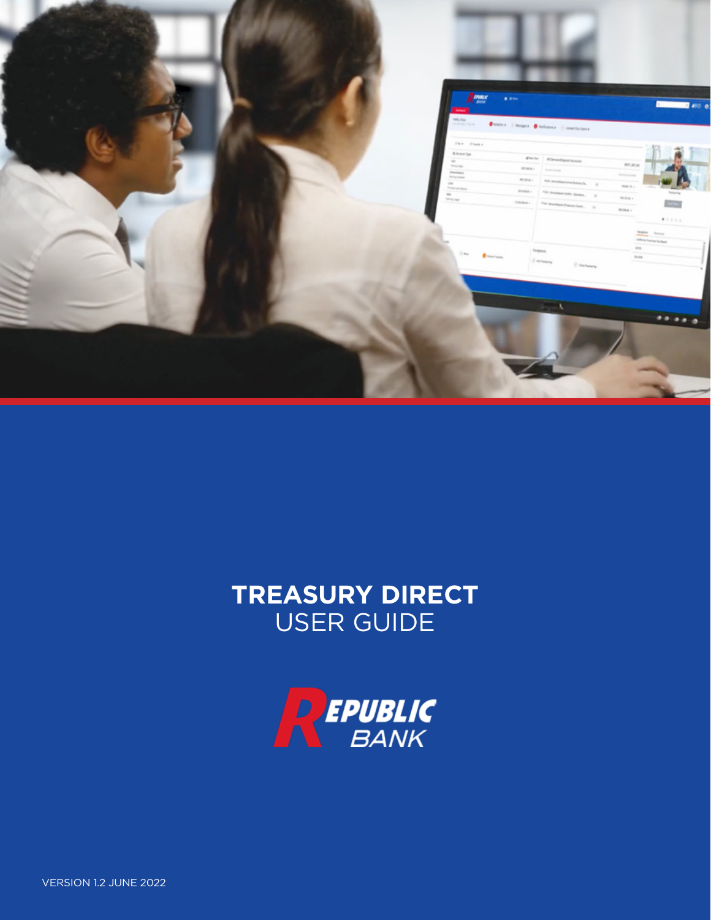# TREASURY DIRECT
## USER GUIDE

REPUBLIC BANK

VERSION 1.2 JUNE 2022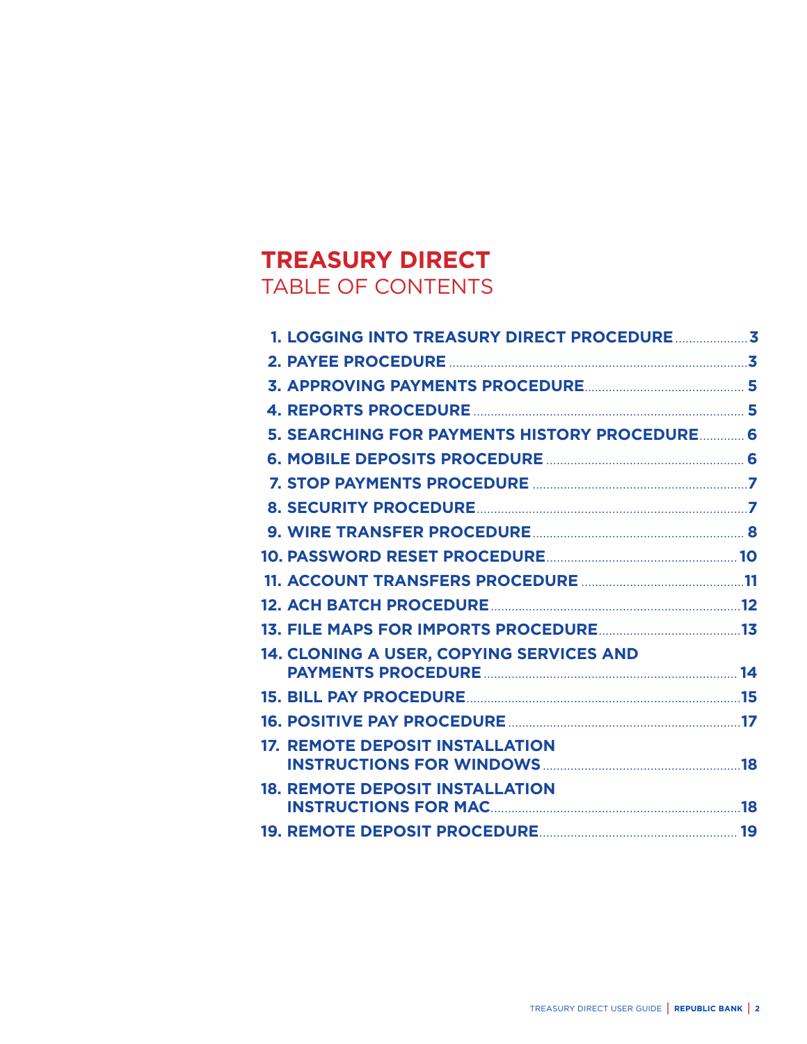# TREASURY DIRECT

## TABLE OF CONTENTS

1. LOGGING INTO TREASURY DIRECT PROCEDURE .................... 3
2. PAYEE PROCEDURE .................... 3
3. APPROVING PAYMENTS PROCEDURE .................... 5
4. REPORTS PROCEDURE .................... 5
5. SEARCHING FOR PAYMENTS HISTORY PROCEDURE .................... 6
6. MOBILE DEPOSITS PROCEDURE .................... 6
7. STOP PAYMENTS PROCEDURE .................... 7
8. SECURITY PROCEDURE .................... 7
9. WIRE TRANSFER PROCEDURE .................... 8
10. PASSWORD RESET PROCEDURE .................... 10
11. ACCOUNT TRANSFERS PROCEDURE .................... 11
12. ACH BATCH PROCEDURE .................... 12
13. FILE MAPS FOR IMPORTS PROCEDURE .................... 13
14. CLONING A USER, COPYING SERVICES AND PAYMENTS PROCEDURE .................... 14
15. BILL PAY PROCEDURE .................... 15
16. POSITIVE PAY PROCEDURE .................... 17
17. REMOTE DEPOSIT INSTALLATION INSTRUCTIONS FOR WINDOWS .................... 18
18. REMOTE DEPOSIT INSTALLATION INSTRUCTIONS FOR MAC .................... 18
19. REMOTE DEPOSIT PROCEDURE .................... 19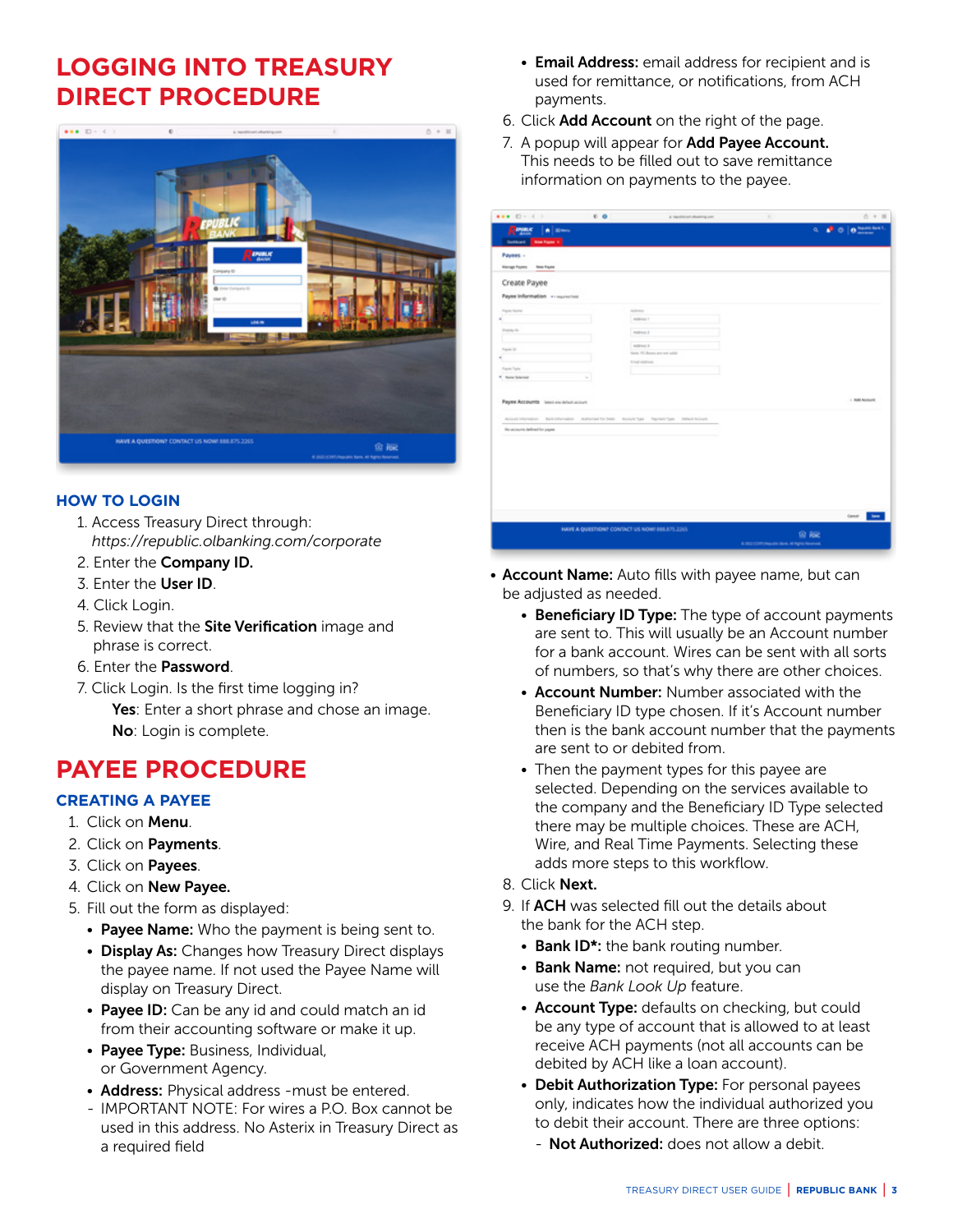# LOGGING INTO TREASURY DIRECT PROCEDURE

### HOW TO LOGIN

1. Access Treasury Direct through: *https://republic.olbanking.com/corporate*
2. Enter the **Company ID.**
3. Enter the **User ID**.
4. Click Login.
5. Review that the **Site Verification** image and phrase is correct.
6. Enter the **Password**.
7. Click Login. Is the first time logging in?

   **Yes**: Enter a short phrase and chose an image.

   **No**: Login is complete.

# PAYEE PROCEDURE

### CREATING A PAYEE

1. Click on **Menu**.
2. Click on **Payments**.
3. Click on **Payees**.
4. Click on **New Payee.**
5. Fill out the form as displayed:
   - **Payee Name:** Who the payment is being sent to.
   - **Display As:** Changes how Treasury Direct displays the payee name. If not used the Payee Name will display on Treasury Direct.
   - **Payee ID:** Can be any id and could match an id from their accounting software or make it up.
   - **Payee Type:** Business, Individual, or Government Agency.
   - **Address:** Physical address -must be entered.
   - IMPORTANT NOTE: For wires a P.O. Box cannot be used in this address. No Asterix in Treasury Direct as a required field
   - **Email Address:** email address for recipient and is used for remittance, or notifications, from ACH payments.
6. Click **Add Account** on the right of the page.
7. A popup will appear for **Add Payee Account.** This needs to be filled out to save remittance information on payments to the payee.

- **Account Name:** Auto fills with payee name, but can be adjusted as needed.
  - **Beneficiary ID Type:** The type of account payments are sent to. This will usually be an Account number for a bank account. Wires can be sent with all sorts of numbers, so that's why there are other choices.
  - **Account Number:** Number associated with the Beneficiary ID type chosen. If it's Account number then is the bank account number that the payments are sent to or debited from.
  - Then the payment types for this payee are selected. Depending on the services available to the company and the Beneficiary ID Type selected there may be multiple choices. These are ACH, Wire, and Real Time Payments. Selecting these adds more steps to this workflow.

8. Click **Next.**
9. If **ACH** was selected fill out the details about the bank for the ACH step.
   - **Bank ID*:** the bank routing number.
   - **Bank Name:** not required, but you can use the *Bank Look Up* feature.
   - **Account Type:** defaults on checking, but could be any type of account that is allowed to at least receive ACH payments (not all accounts can be debited by ACH like a loan account).
   - **Debit Authorization Type:** For personal payees only, indicates how the individual authorized you to debit their account. There are three options:
     - **Not Authorized:** does not allow a debit.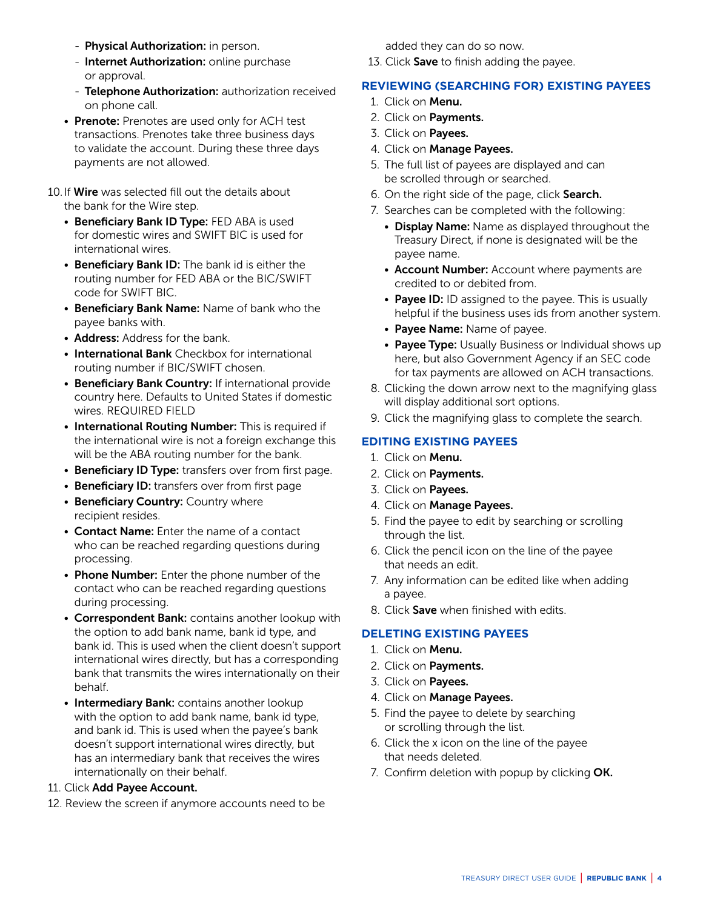- **Physical Authorization:** in person.
    - **Internet Authorization:** online purchase or approval.
    - **Telephone Authorization:** authorization received on phone call.
  - **Prenote:** Prenotes are used only for ACH test transactions. Prenotes take three business days to validate the account. During these three days payments are not allowed.

10. If **Wire** was selected fill out the details about the bank for the Wire step.
    - **Beneficiary Bank ID Type:** FED ABA is used for domestic wires and SWIFT BIC is used for international wires.
    - **Beneficiary Bank ID:** The bank id is either the routing number for FED ABA or the BIC/SWIFT code for SWIFT BIC.
    - **Beneficiary Bank Name:** Name of bank who the payee banks with.
    - **Address:** Address for the bank.
    - **International Bank** Checkbox for international routing number if BIC/SWIFT chosen.
    - **Beneficiary Bank Country:** If international provide country here. Defaults to United States if domestic wires. REQUIRED FIELD
    - **International Routing Number:** This is required if the international wire is not a foreign exchange this will be the ABA routing number for the bank.
    - **Beneficiary ID Type:** transfers over from first page.
    - **Beneficiary ID:** transfers over from first page
    - **Beneficiary Country:** Country where recipient resides.
    - **Contact Name:** Enter the name of a contact who can be reached regarding questions during processing.
    - **Phone Number:** Enter the phone number of the contact who can be reached regarding questions during processing.
    - **Correspondent Bank:** contains another lookup with the option to add bank name, bank id type, and bank id. This is used when the client doesn't support international wires directly, but has a corresponding bank that transmits the wires internationally on their behalf.
    - **Intermediary Bank:** contains another lookup with the option to add bank name, bank id type, and bank id. This is used when the payee's bank doesn't support international wires directly, but has an intermediary bank that receives the wires internationally on their behalf.
11. Click **Add Payee Account.**
12. Review the screen if anymore accounts need to be added they can do so now.
13. Click **Save** to finish adding the payee.

## REVIEWING (SEARCHING FOR) EXISTING PAYEES

1. Click on **Menu.**
2. Click on **Payments.**
3. Click on **Payees.**
4. Click on **Manage Payees.**
5. The full list of payees are displayed and can be scrolled through or searched.
6. On the right side of the page, click **Search.**
7. Searches can be completed with the following:
   - **Display Name:** Name as displayed throughout the Treasury Direct, if none is designated will be the payee name.
   - **Account Number:** Account where payments are credited to or debited from.
   - **Payee ID:** ID assigned to the payee. This is usually helpful if the business uses ids from another system.
   - **Payee Name:** Name of payee.
   - **Payee Type:** Usually Business or Individual shows up here, but also Government Agency if an SEC code for tax payments are allowed on ACH transactions.
8. Clicking the down arrow next to the magnifying glass will display additional sort options.
9. Click the magnifying glass to complete the search.

## EDITING EXISTING PAYEES

1. Click on **Menu.**
2. Click on **Payments.**
3. Click on **Payees.**
4. Click on **Manage Payees.**
5. Find the payee to edit by searching or scrolling through the list.
6. Click the pencil icon on the line of the payee that needs an edit.
7. Any information can be edited like when adding a payee.
8. Click **Save** when finished with edits.

## DELETING EXISTING PAYEES

1. Click on **Menu.**
2. Click on **Payments.**
3. Click on **Payees.**
4. Click on **Manage Payees.**
5. Find the payee to delete by searching or scrolling through the list.
6. Click the x icon on the line of the payee that needs deleted.
7. Confirm deletion with popup by clicking **OK.**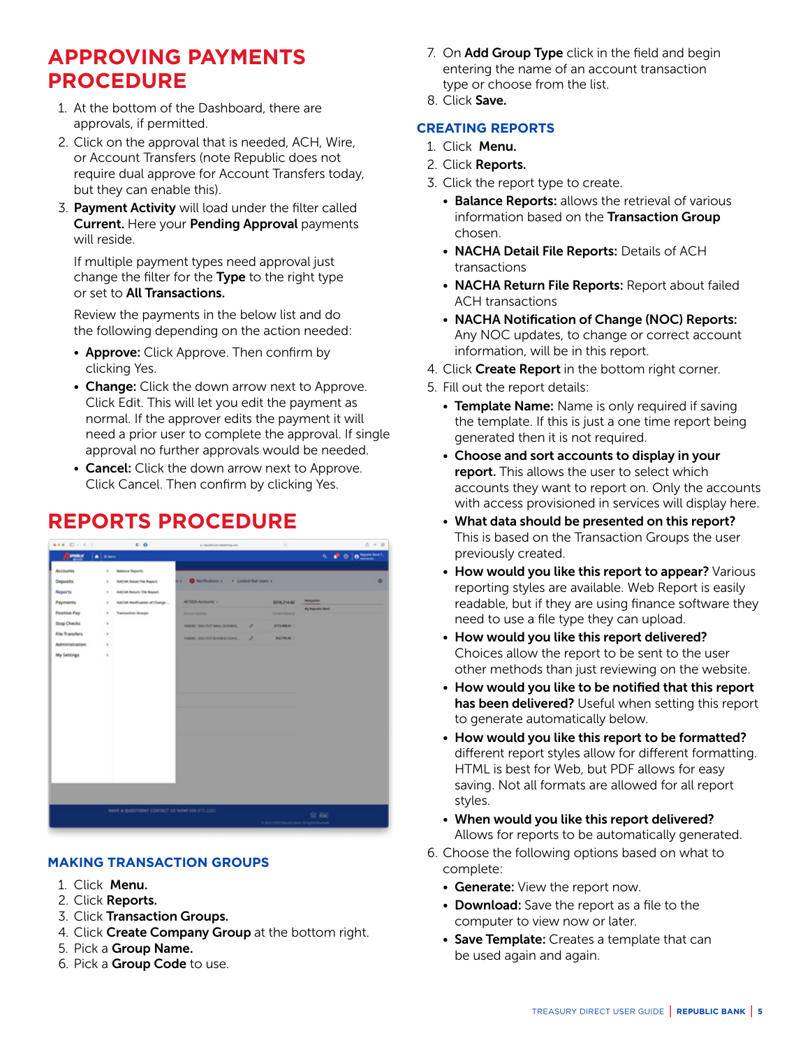## APPROVING PAYMENTS PROCEDURE

1. At the bottom of the Dashboard, there are approvals, if permitted.
2. Click on the approval that is needed, ACH, Wire, or Account Transfers (note Republic does not require dual approve for Account Transfers today, but they can enable this).
3. **Payment Activity** will load under the filter called **Current.** Here your **Pending Approval** payments will reside.

   If multiple payment types need approval just change the filter for the **Type** to the right type or set to **All Transactions.**

   Review the payments in the below list and do the following depending on the action needed:

   - **Approve:** Click Approve. Then confirm by clicking Yes.
   - **Change:** Click the down arrow next to Approve. Click Edit. This will let you edit the payment as normal. If the approver edits the payment it will need a prior user to complete the approval. If single approval no further approvals would be needed.
   - **Cancel:** Click the down arrow next to Approve. Click Cancel. Then confirm by clicking Yes.

## REPORTS PROCEDURE

### MAKING TRANSACTION GROUPS

1. Click **Menu.**
2. Click **Reports.**
3. Click **Transaction Groups.**
4. Click **Create Company Group** at the bottom right.
5. Pick a **Group Name.**
6. Pick a **Group Code** to use.
7. On **Add Group Type** click in the field and begin entering the name of an account transaction type or choose from the list.
8. Click **Save.**

### CREATING REPORTS

1. Click **Menu.**
2. Click **Reports.**
3. Click the report type to create.
   - **Balance Reports:** allows the retrieval of various information based on the **Transaction Group** chosen.
   - **NACHA Detail File Reports:** Details of ACH transactions
   - **NACHA Return File Reports:** Report about failed ACH transactions
   - **NACHA Notification of Change (NOC) Reports:** Any NOC updates, to change or correct account information, will be in this report.
4. Click **Create Report** in the bottom right corner.
5. Fill out the report details:
   - **Template Name:** Name is only required if saving the template. If this is just a one time report being generated then it is not required.
   - **Choose and sort accounts to display in your report.** This allows the user to select which accounts they want to report on. Only the accounts with access provisioned in services will display here.
   - **What data should be presented on this report?** This is based on the Transaction Groups the user previously created.
   - **How would you like this report to appear?** Various reporting styles are available. Web Report is easily readable, but if they are using finance software they need to use a file type they can upload.
   - **How would you like this report delivered?** Choices allow the report to be sent to the user other methods than just reviewing on the website.
   - **How would you like to be notified that this report has been delivered?** Useful when setting this report to generate automatically below.
   - **How would you like this report to be formatted?** different report styles allow for different formatting. HTML is best for Web, but PDF allows for easy saving. Not all formats are allowed for all report styles.
   - **When would you like this report delivered?** Allows for reports to be automatically generated.
6. Choose the following options based on what to complete:
   - **Generate:** View the report now.
   - **Download:** Save the report as a file to the computer to view now or later.
   - **Save Template:** Creates a template that can be used again and again.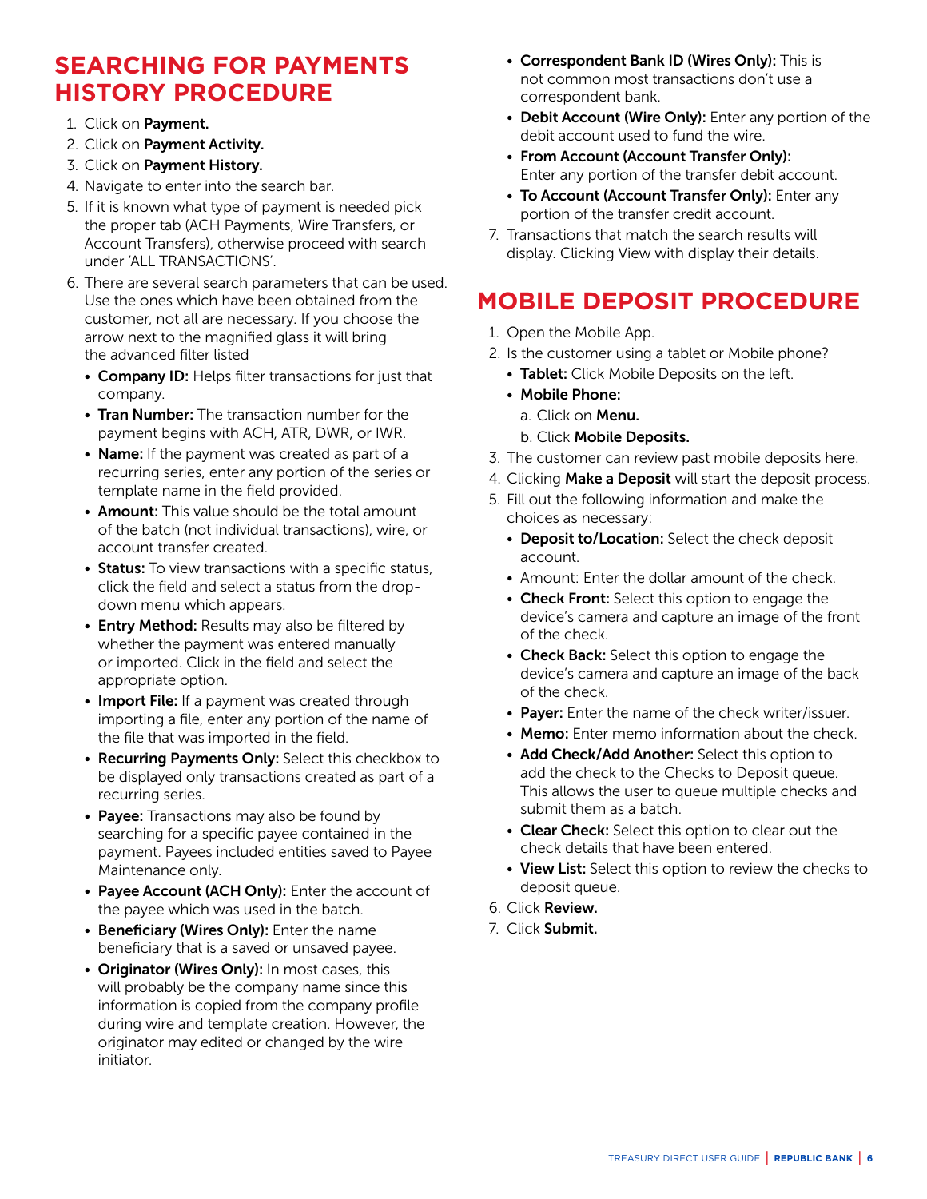## SEARCHING FOR PAYMENTS HISTORY PROCEDURE

1. Click on **Payment.**
2. Click on **Payment Activity.**
3. Click on **Payment History.**
4. Navigate to enter into the search bar.
5. If it is known what type of payment is needed pick the proper tab (ACH Payments, Wire Transfers, or Account Transfers), otherwise proceed with search under 'ALL TRANSACTIONS'.
6. There are several search parameters that can be used. Use the ones which have been obtained from the customer, not all are necessary. If you choose the arrow next to the magnified glass it will bring the advanced filter listed
   - **Company ID:** Helps filter transactions for just that company.
   - **Tran Number:** The transaction number for the payment begins with ACH, ATR, DWR, or IWR.
   - **Name:** If the payment was created as part of a recurring series, enter any portion of the series or template name in the field provided.
   - **Amount:** This value should be the total amount of the batch (not individual transactions), wire, or account transfer created.
   - **Status:** To view transactions with a specific status, click the field and select a status from the drop-down menu which appears.
   - **Entry Method:** Results may also be filtered by whether the payment was entered manually or imported. Click in the field and select the appropriate option.
   - **Import File:** If a payment was created through importing a file, enter any portion of the name of the file that was imported in the field.
   - **Recurring Payments Only:** Select this checkbox to be displayed only transactions created as part of a recurring series.
   - **Payee:** Transactions may also be found by searching for a specific payee contained in the payment. Payees included entities saved to Payee Maintenance only.
   - **Payee Account (ACH Only):** Enter the account of the payee which was used in the batch.
   - **Beneficiary (Wires Only):** Enter the name beneficiary that is a saved or unsaved payee.
   - **Originator (Wires Only):** In most cases, this will probably be the company name since this information is copied from the company profile during wire and template creation. However, the originator may edited or changed by the wire initiator.
   - **Correspondent Bank ID (Wires Only):** This is not common most transactions don't use a correspondent bank.
   - **Debit Account (Wire Only):** Enter any portion of the debit account used to fund the wire.
   - **From Account (Account Transfer Only):** Enter any portion of the transfer debit account.
   - **To Account (Account Transfer Only):** Enter any portion of the transfer credit account.
7. Transactions that match the search results will display. Clicking View with display their details.

## MOBILE DEPOSIT PROCEDURE

1. Open the Mobile App.
2. Is the customer using a tablet or Mobile phone?
   - **Tablet:** Click Mobile Deposits on the left.
   - **Mobile Phone:**
     a. Click on **Menu.**
     b. Click **Mobile Deposits.**
3. The customer can review past mobile deposits here.
4. Clicking **Make a Deposit** will start the deposit process.
5. Fill out the following information and make the choices as necessary:
   - **Deposit to/Location:** Select the check deposit account.
   - Amount: Enter the dollar amount of the check.
   - **Check Front:** Select this option to engage the device's camera and capture an image of the front of the check.
   - **Check Back:** Select this option to engage the device's camera and capture an image of the back of the check.
   - **Payer:** Enter the name of the check writer/issuer.
   - **Memo:** Enter memo information about the check.
   - **Add Check/Add Another:** Select this option to add the check to the Checks to Deposit queue. This allows the user to queue multiple checks and submit them as a batch.
   - **Clear Check:** Select this option to clear out the check details that have been entered.
   - **View List:** Select this option to review the checks to deposit queue.
6. Click **Review.**
7. Click **Submit.**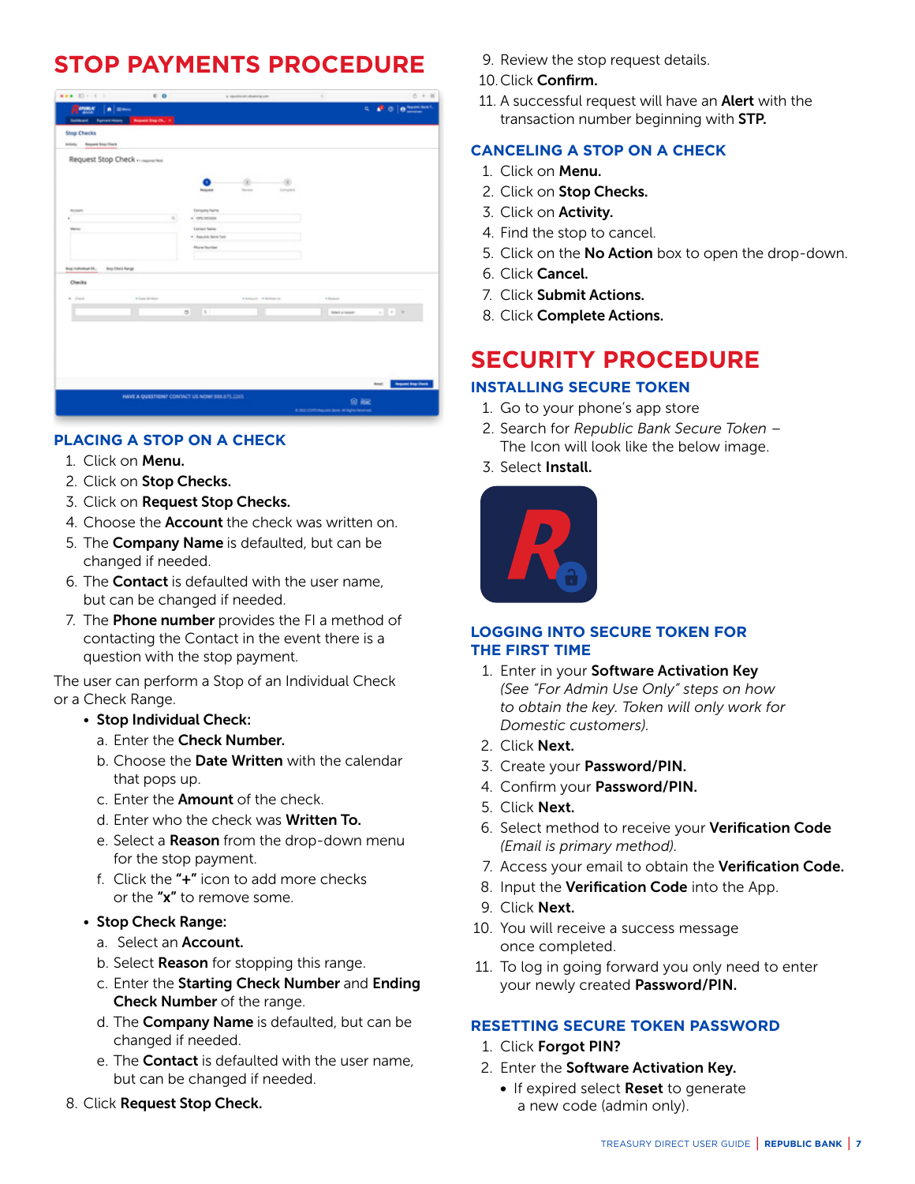# STOP PAYMENTS PROCEDURE

## PLACING A STOP ON A CHECK

1. Click on **Menu.**
2. Click on **Stop Checks.**
3. Click on **Request Stop Checks.**
4. Choose the **Account** the check was written on.
5. The **Company Name** is defaulted, but can be changed if needed.
6. The **Contact** is defaulted with the user name, but can be changed if needed.
7. The **Phone number** provides the FI a method of contacting the Contact in the event there is a question with the stop payment.

The user can perform a Stop of an Individual Check or a Check Range.

- **Stop Individual Check:**
  - a. Enter the **Check Number.**
  - b. Choose the **Date Written** with the calendar that pops up.
  - c. Enter the **Amount** of the check.
  - d. Enter who the check was **Written To.**
  - e. Select a **Reason** from the drop-down menu for the stop payment.
  - f. Click the **"+"** icon to add more checks or the **"x"** to remove some.
- **Stop Check Range:**
  - a. Select an **Account.**
  - b. Select **Reason** for stopping this range.
  - c. Enter the **Starting Check Number** and **Ending Check Number** of the range.
  - d. The **Company Name** is defaulted, but can be changed if needed.
  - e. The **Contact** is defaulted with the user name, but can be changed if needed.

8. Click **Request Stop Check.**
9. Review the stop request details.
10. Click **Confirm.**
11. A successful request will have an **Alert** with the transaction number beginning with **STP.**

## CANCELING A STOP ON A CHECK

1. Click on **Menu.**
2. Click on **Stop Checks.**
3. Click on **Activity.**
4. Find the stop to cancel.
5. Click on the **No Action** box to open the drop-down.
6. Click **Cancel.**
7. Click **Submit Actions.**
8. Click **Complete Actions.**

# SECURITY PROCEDURE

## INSTALLING SECURE TOKEN

1. Go to your phone's app store
2. Search for *Republic Bank Secure Token* – The Icon will look like the below image.
3. Select **Install.**

## LOGGING INTO SECURE TOKEN FOR THE FIRST TIME

1. Enter in your **Software Activation Key** *(See "For Admin Use Only" steps on how to obtain the key. Token will only work for Domestic customers).*
2. Click **Next.**
3. Create your **Password/PIN.**
4. Confirm your **Password/PIN.**
5. Click **Next.**
6. Select method to receive your **Verification Code** *(Email is primary method).*
7. Access your email to obtain the **Verification Code.**
8. Input the **Verification Code** into the App.
9. Click **Next.**
10. You will receive a success message once completed.
11. To log in going forward you only need to enter your newly created **Password/PIN.**

## RESETTING SECURE TOKEN PASSWORD

1. Click **Forgot PIN?**
2. Enter the **Software Activation Key.**
   - If expired select **Reset** to generate a new code (admin only).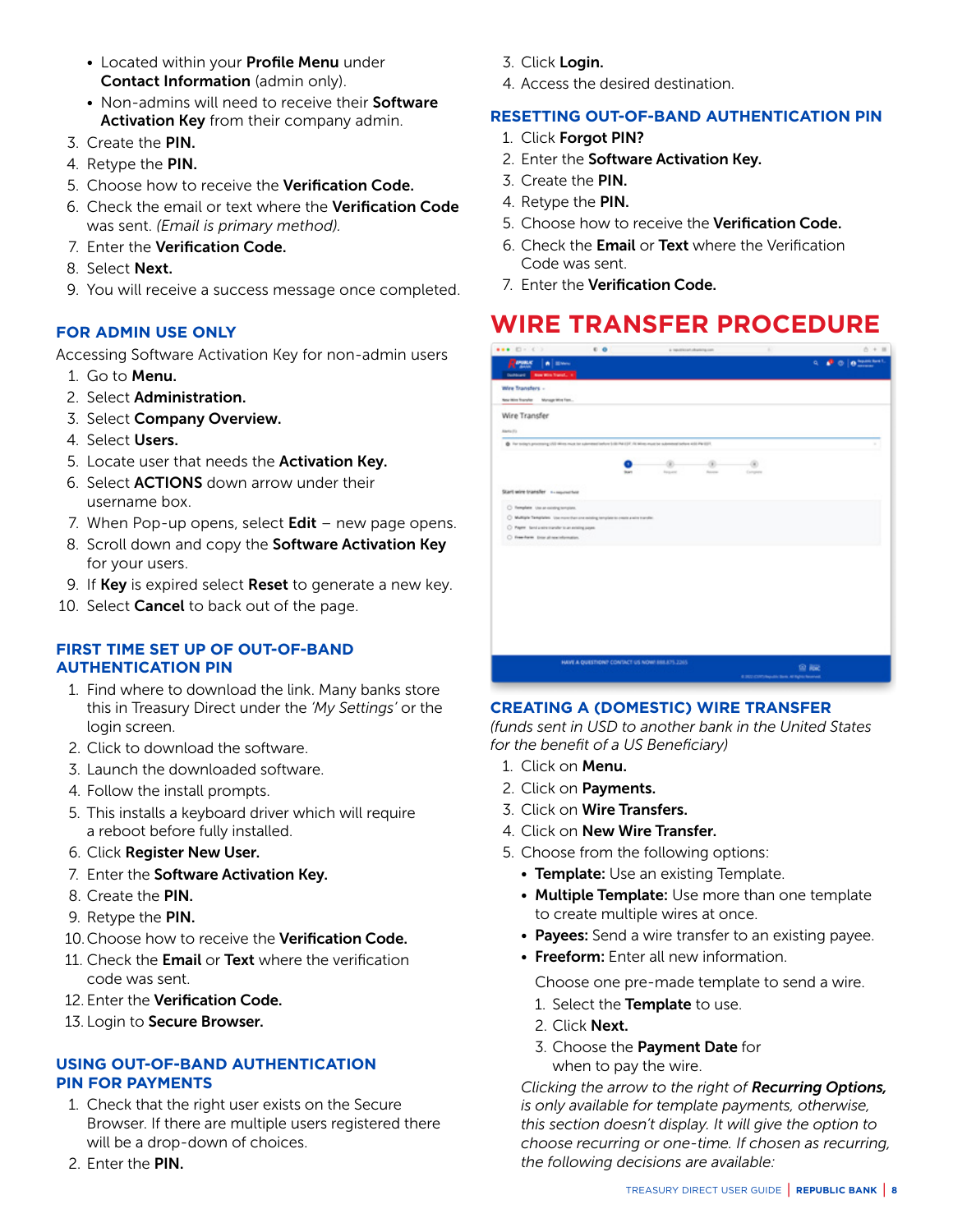- Located within your **Profile Menu** under **Contact Information** (admin only).
- Non-admins will need to receive their **Software Activation Key** from their company admin.

3. Create the **PIN.**
4. Retype the **PIN.**
5. Choose how to receive the **Verification Code.**
6. Check the email or text where the **Verification Code** was sent. *(Email is primary method).*
7. Enter the **Verification Code.**
8. Select **Next.**
9. You will receive a success message once completed.

### FOR ADMIN USE ONLY

Accessing Software Activation Key for non-admin users

1. Go to **Menu.**
2. Select **Administration.**
3. Select **Company Overview.**
4. Select **Users.**
5. Locate user that needs the **Activation Key.**
6. Select **ACTIONS** down arrow under their username box.
7. When Pop-up opens, select **Edit** – new page opens.
8. Scroll down and copy the **Software Activation Key** for your users.
9. If **Key** is expired select **Reset** to generate a new key.
10. Select **Cancel** to back out of the page.

### FIRST TIME SET UP OF OUT-OF-BAND AUTHENTICATION PIN

1. Find where to download the link. Many banks store this in Treasury Direct under the *'My Settings'* or the login screen.
2. Click to download the software.
3. Launch the downloaded software.
4. Follow the install prompts.
5. This installs a keyboard driver which will require a reboot before fully installed.
6. Click **Register New User.**
7. Enter the **Software Activation Key.**
8. Create the **PIN.**
9. Retype the **PIN.**
10. Choose how to receive the **Verification Code.**
11. Check the **Email** or **Text** where the verification code was sent.
12. Enter the **Verification Code.**
13. Login to **Secure Browser.**

### USING OUT-OF-BAND AUTHENTICATION PIN FOR PAYMENTS

1. Check that the right user exists on the Secure Browser. If there are multiple users registered there will be a drop-down of choices.
2. Enter the **PIN.**
3. Click **Login.**
4. Access the desired destination.

### RESETTING OUT-OF-BAND AUTHENTICATION PIN

1. Click **Forgot PIN?**
2. Enter the **Software Activation Key.**
3. Create the **PIN.**
4. Retype the **PIN.**
5. Choose how to receive the **Verification Code.**
6. Check the **Email** or **Text** where the Verification Code was sent.
7. Enter the **Verification Code.**

# WIRE TRANSFER PROCEDURE

### CREATING A (DOMESTIC) WIRE TRANSFER

*(funds sent in USD to another bank in the United States for the benefit of a US Beneficiary)*

1. Click on **Menu.**
2. Click on **Payments.**
3. Click on **Wire Transfers.**
4. Click on **New Wire Transfer.**
5. Choose from the following options:
   - **Template:** Use an existing Template.
   - **Multiple Template:** Use more than one template to create multiple wires at once.
   - **Payees:** Send a wire transfer to an existing payee.
   - **Freeform:** Enter all new information.

   Choose one pre-made template to send a wire.

   1. Select the **Template** to use.
   2. Click **Next.**
   3. Choose the **Payment Date** for when to pay the wire.

   *Clicking the arrow to the right of* ***Recurring Options,*** *is only available for template payments, otherwise, this section doesn't display. It will give the option to choose recurring or one-time. If chosen as recurring, the following decisions are available:*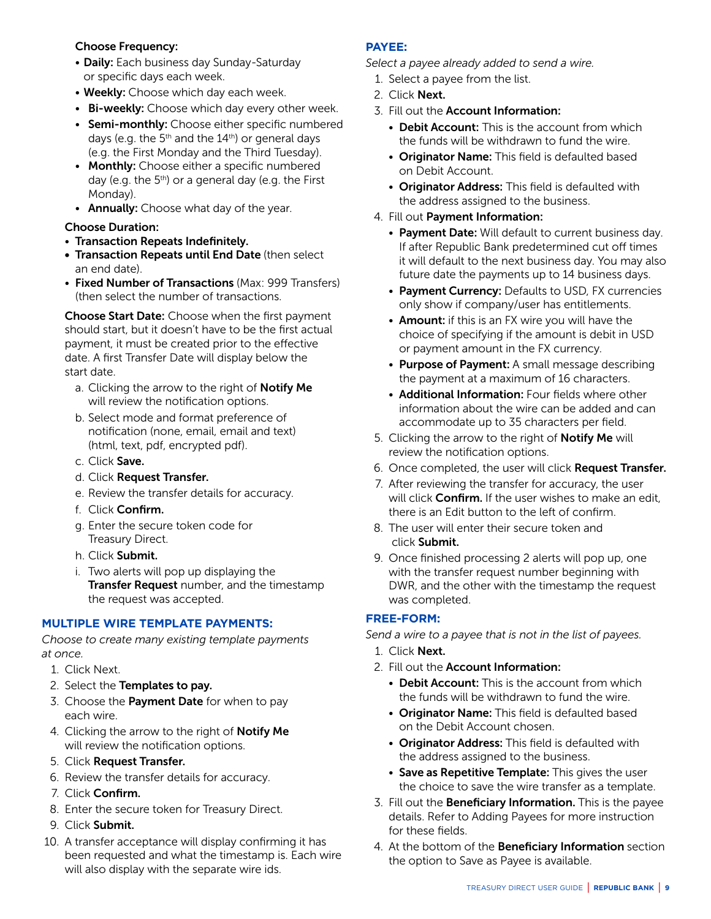**Choose Frequency:**

- **Daily:** Each business day Sunday-Saturday or specific days each week.
- **Weekly:** Choose which day each week.
- **Bi-weekly:** Choose which day every other week.
- **Semi-monthly:** Choose either specific numbered days (e.g. the 5th and the 14th) or general days (e.g. the First Monday and the Third Tuesday).
- **Monthly:** Choose either a specific numbered day (e.g. the 5th) or a general day (e.g. the First Monday).
- **Annually:** Choose what day of the year.

**Choose Duration:**

- **Transaction Repeats Indefinitely.**
- **Transaction Repeats until End Date** (then select an end date).
- **Fixed Number of Transactions** (Max: 999 Transfers) (then select the number of transactions.

**Choose Start Date:** Choose when the first payment should start, but it doesn't have to be the first actual payment, it must be created prior to the effective date. A first Transfer Date will display below the start date.

a. Clicking the arrow to the right of **Notify Me** will review the notification options.
b. Select mode and format preference of notification (none, email, email and text) (html, text, pdf, encrypted pdf).
c. Click **Save.**
d. Click **Request Transfer.**
e. Review the transfer details for accuracy.
f. Click **Confirm.**
g. Enter the secure token code for Treasury Direct.
h. Click **Submit.**
i. Two alerts will pop up displaying the **Transfer Request** number, and the timestamp the request was accepted.

## MULTIPLE WIRE TEMPLATE PAYMENTS:

*Choose to create many existing template payments at once.*

1. Click Next.
2. Select the **Templates to pay.**
3. Choose the **Payment Date** for when to pay each wire.
4. Clicking the arrow to the right of **Notify Me** will review the notification options.
5. Click **Request Transfer.**
6. Review the transfer details for accuracy.
7. Click **Confirm.**
8. Enter the secure token for Treasury Direct.
9. Click **Submit.**
10. A transfer acceptance will display confirming it has been requested and what the timestamp is. Each wire will also display with the separate wire ids.

## PAYEE:

*Select a payee already added to send a wire.*

1. Select a payee from the list.
2. Click **Next.**
3. Fill out the **Account Information:**
   - **Debit Account:** This is the account from which the funds will be withdrawn to fund the wire.
   - **Originator Name:** This field is defaulted based on Debit Account.
   - **Originator Address:** This field is defaulted with the address assigned to the business.
4. Fill out **Payment Information:**
   - **Payment Date:** Will default to current business day. If after Republic Bank predetermined cut off times it will default to the next business day. You may also future date the payments up to 14 business days.
   - **Payment Currency:** Defaults to USD, FX currencies only show if company/user has entitlements.
   - **Amount:** if this is an FX wire you will have the choice of specifying if the amount is debit in USD or payment amount in the FX currency.
   - **Purpose of Payment:** A small message describing the payment at a maximum of 16 characters.
   - **Additional Information:** Four fields where other information about the wire can be added and can accommodate up to 35 characters per field.
5. Clicking the arrow to the right of **Notify Me** will review the notification options.
6. Once completed, the user will click **Request Transfer.**
7. After reviewing the transfer for accuracy, the user will click **Confirm.** If the user wishes to make an edit, there is an Edit button to the left of confirm.
8. The user will enter their secure token and click **Submit.**
9. Once finished processing 2 alerts will pop up, one with the transfer request number beginning with DWR, and the other with the timestamp the request was completed.

## FREE-FORM:

*Send a wire to a payee that is not in the list of payees.*

1. Click **Next.**
2. Fill out the **Account Information:**
   - **Debit Account:** This is the account from which the funds will be withdrawn to fund the wire.
   - **Originator Name:** This field is defaulted based on the Debit Account chosen.
   - **Originator Address:** This field is defaulted with the address assigned to the business.
   - **Save as Repetitive Template:** This gives the user the choice to save the wire transfer as a template.
3. Fill out the **Beneficiary Information.** This is the payee details. Refer to Adding Payees for more instruction for these fields.
4. At the bottom of the **Beneficiary Information** section the option to Save as Payee is available.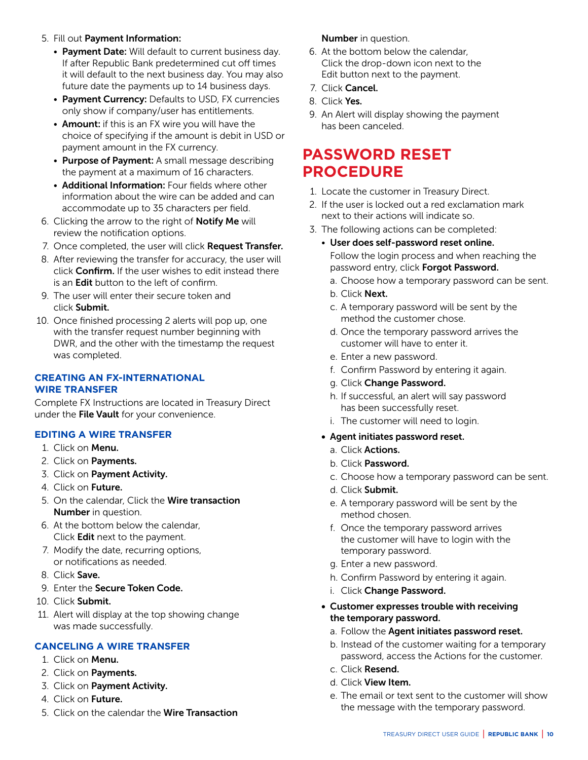5. Fill out **Payment Information:**
    - **Payment Date:** Will default to current business day. If after Republic Bank predetermined cut off times it will default to the next business day. You may also future date the payments up to 14 business days.
    - **Payment Currency:** Defaults to USD, FX currencies only show if company/user has entitlements.
    - **Amount:** if this is an FX wire you will have the choice of specifying if the amount is debit in USD or payment amount in the FX currency.
    - **Purpose of Payment:** A small message describing the payment at a maximum of 16 characters.
    - **Additional Information:** Four fields where other information about the wire can be added and can accommodate up to 35 characters per field.
6. Clicking the arrow to the right of **Notify Me** will review the notification options.
7. Once completed, the user will click **Request Transfer.**
8. After reviewing the transfer for accuracy, the user will click **Confirm.** If the user wishes to edit instead there is an **Edit** button to the left of confirm.
9. The user will enter their secure token and click **Submit.**
10. Once finished processing 2 alerts will pop up, one with the transfer request number beginning with DWR, and the other with the timestamp the request was completed.

### CREATING AN FX-INTERNATIONAL WIRE TRANSFER

Complete FX Instructions are located in Treasury Direct under the **File Vault** for your convenience.

### EDITING A WIRE TRANSFER

1. Click on **Menu.**
2. Click on **Payments.**
3. Click on **Payment Activity.**
4. Click on **Future.**
5. On the calendar, Click the **Wire transaction Number** in question.
6. At the bottom below the calendar, Click **Edit** next to the payment.
7. Modify the date, recurring options, or notifications as needed.
8. Click **Save.**
9. Enter the **Secure Token Code.**
10. Click **Submit.**
11. Alert will display at the top showing change was made successfully.

### CANCELING A WIRE TRANSFER

1. Click on **Menu.**
2. Click on **Payments.**
3. Click on **Payment Activity.**
4. Click on **Future.**
5. Click on the calendar the **Wire Transaction Number** in question.
6. At the bottom below the calendar, Click the drop-down icon next to the Edit button next to the payment.
7. Click **Cancel.**
8. Click **Yes.**
9. An Alert will display showing the payment has been canceled.

## PASSWORD RESET PROCEDURE

1. Locate the customer in Treasury Direct.
2. If the user is locked out a red exclamation mark next to their actions will indicate so.
3. The following actions can be completed:
    - **User does self-password reset online.**
      Follow the login process and when reaching the password entry, click **Forgot Password.**
        a. Choose how a temporary password can be sent.
        b. Click **Next.**
        c. A temporary password will be sent by the method the customer chose.
        d. Once the temporary password arrives the customer will have to enter it.
        e. Enter a new password.
        f. Confirm Password by entering it again.
        g. Click **Change Password.**
        h. If successful, an alert will say password has been successfully reset.
        i. The customer will need to login.
    - **Agent initiates password reset.**
        a. Click **Actions.**
        b. Click **Password.**
        c. Choose how a temporary password can be sent.
        d. Click **Submit.**
        e. A temporary password will be sent by the method chosen.
        f. Once the temporary password arrives the customer will have to login with the temporary password.
        g. Enter a new password.
        h. Confirm Password by entering it again.
        i. Click **Change Password.**
    - **Customer expresses trouble with receiving the temporary password.**
        a. Follow the **Agent initiates password reset.**
        b. Instead of the customer waiting for a temporary password, access the Actions for the customer.
        c. Click **Resend.**
        d. Click **View Item.**
        e. The email or text sent to the customer will show the message with the temporary password.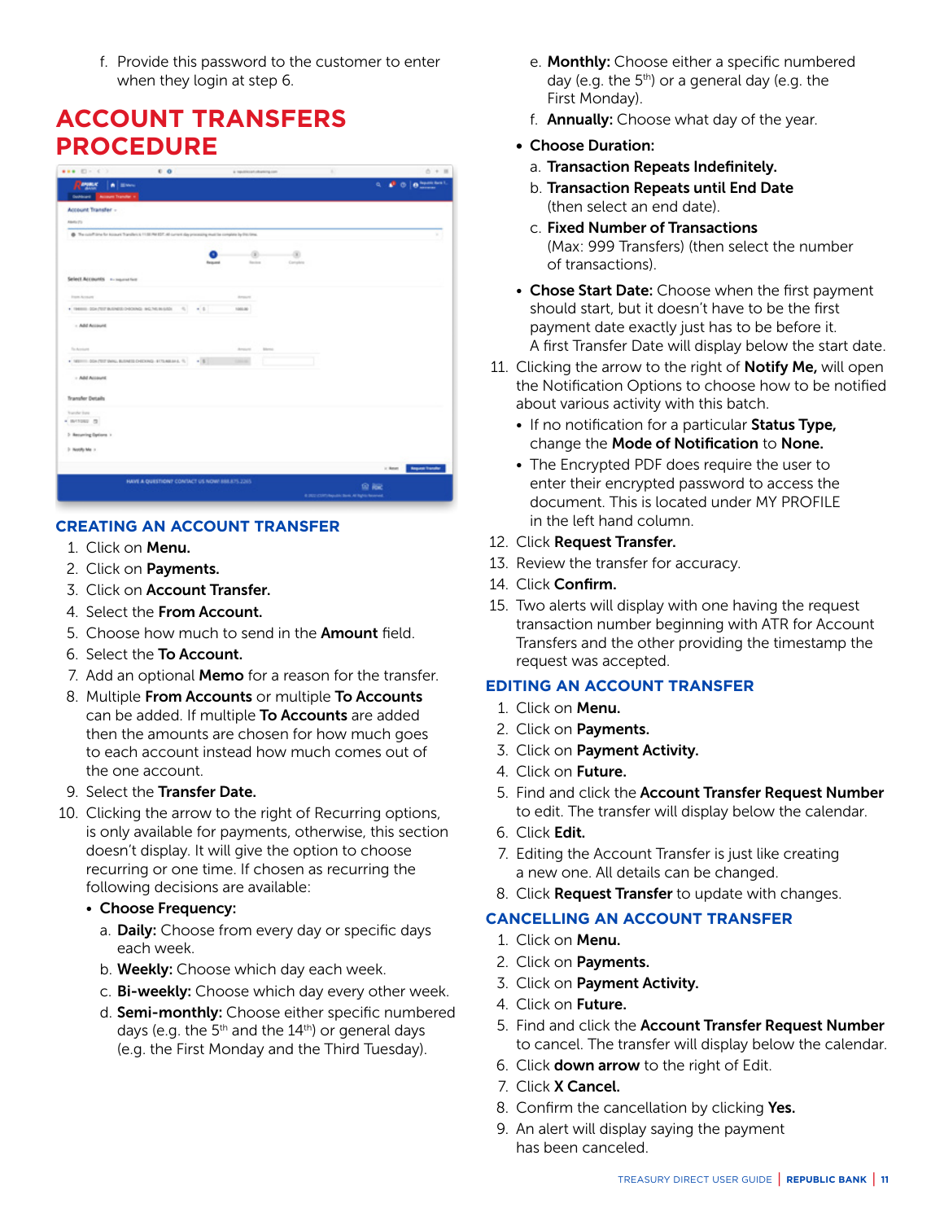f. Provide this password to the customer to enter when they login at step 6.

# ACCOUNT TRANSFERS PROCEDURE

## CREATING AN ACCOUNT TRANSFER

1. Click on **Menu.**
2. Click on **Payments.**
3. Click on **Account Transfer.**
4. Select the **From Account.**
5. Choose how much to send in the **Amount** field.
6. Select the **To Account.**
7. Add an optional **Memo** for a reason for the transfer.
8. Multiple **From Accounts** or multiple **To Accounts** can be added. If multiple **To Accounts** are added then the amounts are chosen for how much goes to each account instead how much comes out of the one account.
9. Select the **Transfer Date.**
10. Clicking the arrow to the right of Recurring options, is only available for payments, otherwise, this section doesn't display. It will give the option to choose recurring or one time. If chosen as recurring the following decisions are available:
    - **Choose Frequency:**
      a. **Daily:** Choose from every day or specific days each week.
      b. **Weekly:** Choose which day each week.
      c. **Bi-weekly:** Choose which day every other week.
      d. **Semi-monthly:** Choose either specific numbered days (e.g. the 5th and the 14th) or general days (e.g. the First Monday and the Third Tuesday).
      e. **Monthly:** Choose either a specific numbered day (e.g. the 5th) or a general day (e.g. the First Monday).
      f. **Annually:** Choose what day of the year.
    - **Choose Duration:**
      a. **Transaction Repeats Indefinitely.**
      b. **Transaction Repeats until End Date** (then select an end date).
      c. **Fixed Number of Transactions** (Max: 999 Transfers) (then select the number of transactions).
    - **Chose Start Date:** Choose when the first payment should start, but it doesn't have to be the first payment date exactly just has to be before it. A first Transfer Date will display below the start date.
11. Clicking the arrow to the right of **Notify Me,** will open the Notification Options to choose how to be notified about various activity with this batch.
    - If no notification for a particular **Status Type,** change the **Mode of Notification** to **None.**
    - The Encrypted PDF does require the user to enter their encrypted password to access the document. This is located under MY PROFILE in the left hand column.
12. Click **Request Transfer.**
13. Review the transfer for accuracy.
14. Click **Confirm.**
15. Two alerts will display with one having the request transaction number beginning with ATR for Account Transfers and the other providing the timestamp the request was accepted.

## EDITING AN ACCOUNT TRANSFER

1. Click on **Menu.**
2. Click on **Payments.**
3. Click on **Payment Activity.**
4. Click on **Future.**
5. Find and click the **Account Transfer Request Number** to edit. The transfer will display below the calendar.
6. Click **Edit.**
7. Editing the Account Transfer is just like creating a new one. All details can be changed.
8. Click **Request Transfer** to update with changes.

## CANCELLING AN ACCOUNT TRANSFER

1. Click on **Menu.**
2. Click on **Payments.**
3. Click on **Payment Activity.**
4. Click on **Future.**
5. Find and click the **Account Transfer Request Number** to cancel. The transfer will display below the calendar.
6. Click **down arrow** to the right of Edit.
7. Click **X Cancel.**
8. Confirm the cancellation by clicking **Yes.**
9. An alert will display saying the payment has been canceled.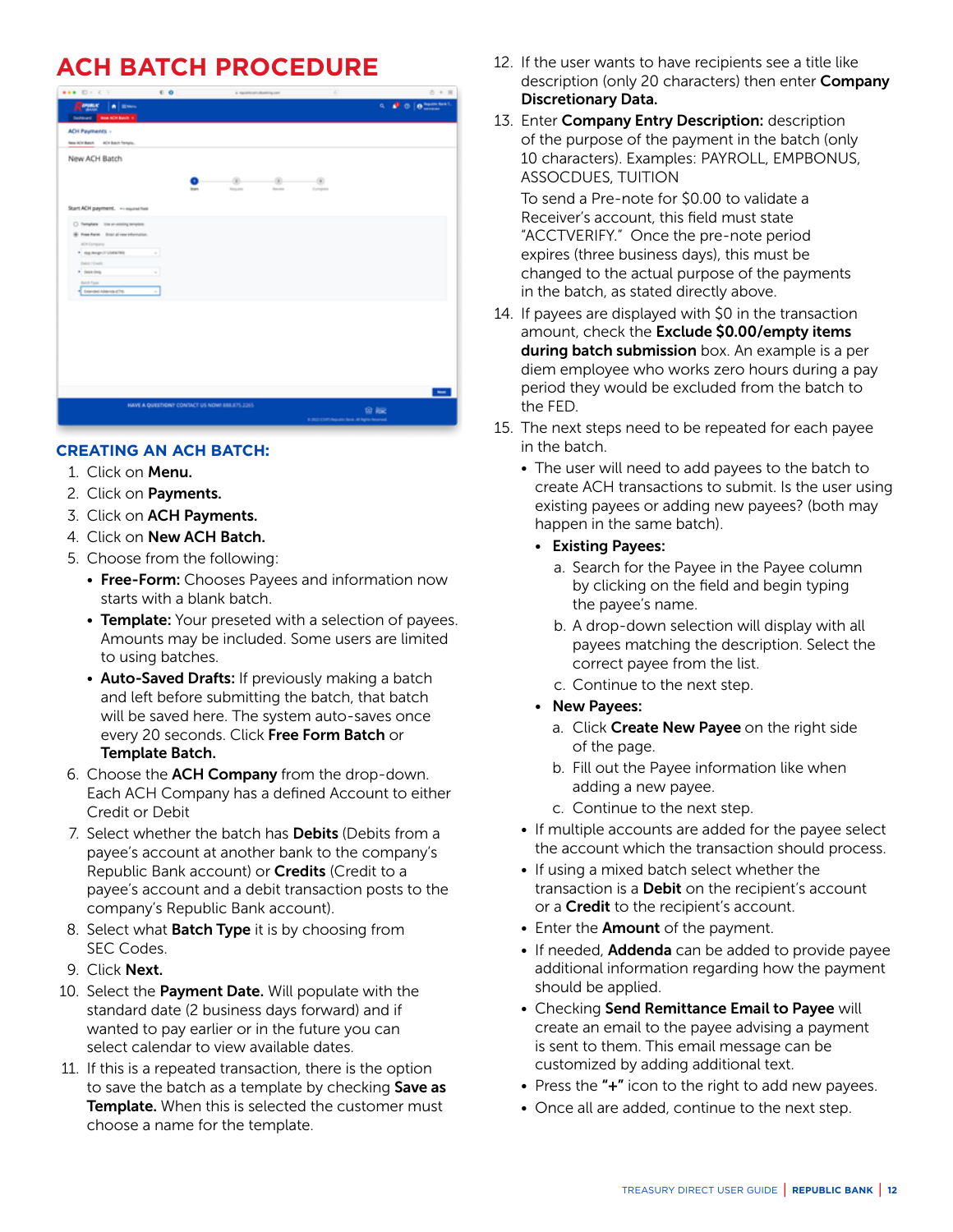# ACH BATCH PROCEDURE

### CREATING AN ACH BATCH:

1. Click on **Menu.**
2. Click on **Payments.**
3. Click on **ACH Payments.**
4. Click on **New ACH Batch.**
5. Choose from the following:
   - **Free-Form:** Chooses Payees and information now starts with a blank batch.
   - **Template:** Your preseted with a selection of payees. Amounts may be included. Some users are limited to using batches.
   - **Auto-Saved Drafts:** If previously making a batch and left before submitting the batch, that batch will be saved here. The system auto-saves once every 20 seconds. Click **Free Form Batch** or **Template Batch.**
6. Choose the **ACH Company** from the drop-down. Each ACH Company has a defined Account to either Credit or Debit
7. Select whether the batch has **Debits** (Debits from a payee's account at another bank to the company's Republic Bank account) or **Credits** (Credit to a payee's account and a debit transaction posts to the company's Republic Bank account).
8. Select what **Batch Type** it is by choosing from SEC Codes.
9. Click **Next.**
10. Select the **Payment Date.** Will populate with the standard date (2 business days forward) and if wanted to pay earlier or in the future you can select calendar to view available dates.
11. If this is a repeated transaction, there is the option to save the batch as a template by checking **Save as Template.** When this is selected the customer must choose a name for the template.
12. If the user wants to have recipients see a title like description (only 20 characters) then enter **Company Discretionary Data.**
13. Enter **Company Entry Description:** description of the purpose of the payment in the batch (only 10 characters). Examples: PAYROLL, EMPBONUS, ASSOCDUES, TUITION

    To send a Pre-note for $0.00 to validate a Receiver's account, this field must state "ACCTVERIFY." Once the pre-note period expires (three business days), this must be changed to the actual purpose of the payments in the batch, as stated directly above.
14. If payees are displayed with $0 in the transaction amount, check the **Exclude $0.00/empty items during batch submission** box. An example is a per diem employee who works zero hours during a pay period they would be excluded from the batch to the FED.
15. The next steps need to be repeated for each payee in the batch.
    - The user will need to add payees to the batch to create ACH transactions to submit. Is the user using existing payees or adding new payees? (both may happen in the same batch).
      - **Existing Payees:**
        a. Search for the Payee in the Payee column by clicking on the field and begin typing the payee's name.
        b. A drop-down selection will display with all payees matching the description. Select the correct payee from the list.
        c. Continue to the next step.
      - **New Payees:**
        a. Click **Create New Payee** on the right side of the page.
        b. Fill out the Payee information like when adding a new payee.
        c. Continue to the next step.
    - If multiple accounts are added for the payee select the account which the transaction should process.
    - If using a mixed batch select whether the transaction is a **Debit** on the recipient's account or a **Credit** to the recipient's account.
    - Enter the **Amount** of the payment.
    - If needed, **Addenda** can be added to provide payee additional information regarding how the payment should be applied.
    - Checking **Send Remittance Email to Payee** will create an email to the payee advising a payment is sent to them. This email message can be customized by adding additional text.
    - Press the **"+"** icon to the right to add new payees.
    - Once all are added, continue to the next step.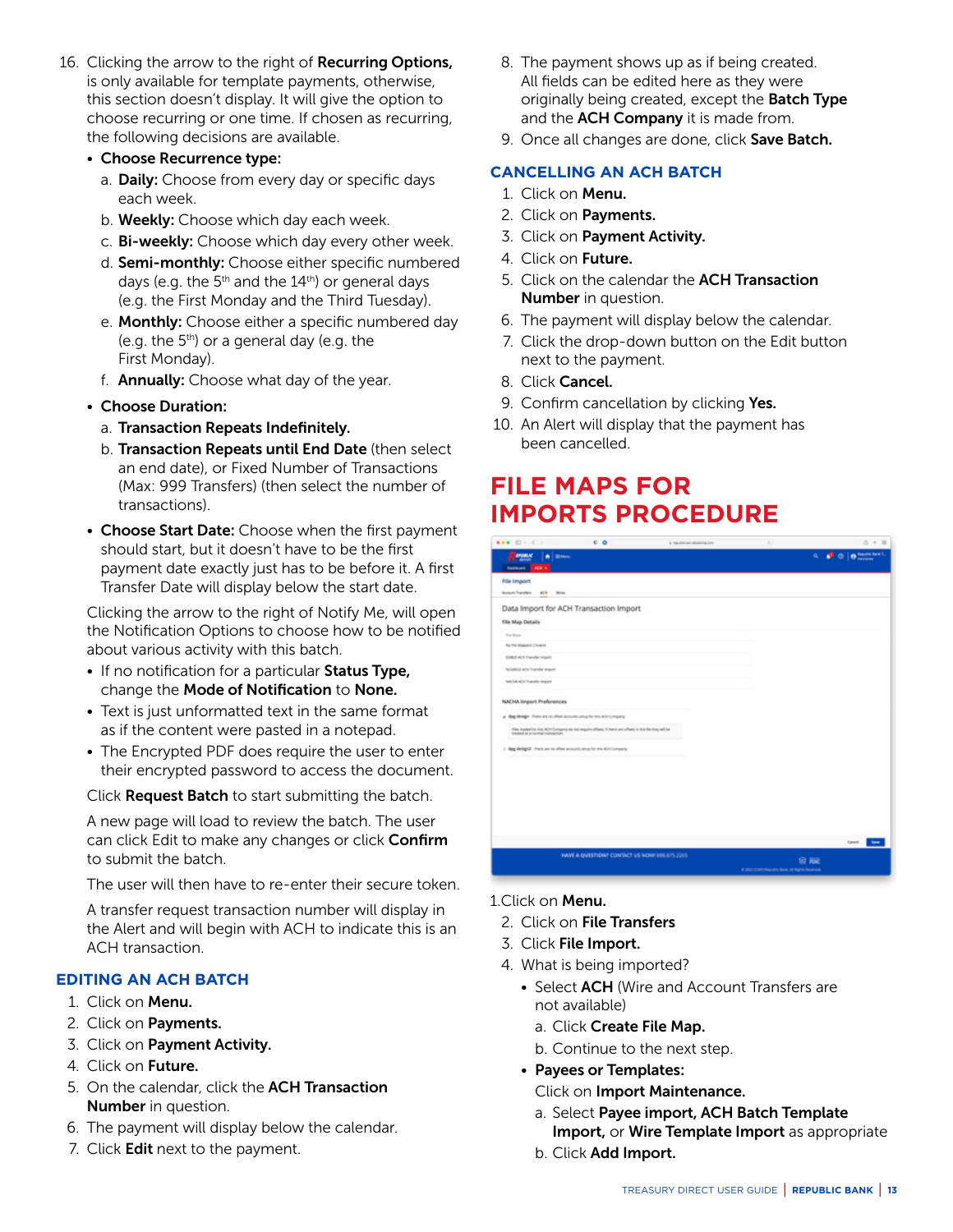16. Clicking the arrow to the right of **Recurring Options,** is only available for template payments, otherwise, this section doesn't display. It will give the option to choose recurring or one time. If chosen as recurring, the following decisions are available.
    - **Choose Recurrence type:**
      a. **Daily:** Choose from every day or specific days each week.
      b. **Weekly:** Choose which day each week.
      c. **Bi-weekly:** Choose which day every other week.
      d. **Semi-monthly:** Choose either specific numbered days (e.g. the 5th and the 14th) or general days (e.g. the First Monday and the Third Tuesday).
      e. **Monthly:** Choose either a specific numbered day (e.g. the 5th) or a general day (e.g. the First Monday).
      f. **Annually:** Choose what day of the year.
    - **Choose Duration:**
      a. **Transaction Repeats Indefinitely.**
      b. **Transaction Repeats until End Date** (then select an end date), or Fixed Number of Transactions (Max: 999 Transfers) (then select the number of transactions).
    - **Choose Start Date:** Choose when the first payment should start, but it doesn't have to be the first payment date exactly just has to be before it. A first Transfer Date will display below the start date.

    Clicking the arrow to the right of Notify Me, will open the Notification Options to choose how to be notified about various activity with this batch.

    - If no notification for a particular **Status Type,** change the **Mode of Notification** to **None.**
    - Text is just unformatted text in the same format as if the content were pasted in a notepad.
    - The Encrypted PDF does require the user to enter their encrypted password to access the document.

    Click **Request Batch** to start submitting the batch.

    A new page will load to review the batch. The user can click Edit to make any changes or click **Confirm** to submit the batch.

    The user will then have to re-enter their secure token.

    A transfer request transaction number will display in the Alert and will begin with ACH to indicate this is an ACH transaction.

### EDITING AN ACH BATCH

1. Click on **Menu.**
2. Click on **Payments.**
3. Click on **Payment Activity.**
4. Click on **Future.**
5. On the calendar, click the **ACH Transaction Number** in question.
6. The payment will display below the calendar.
7. Click **Edit** next to the payment.
8. The payment shows up as if being created. All fields can be edited here as they were originally being created, except the **Batch Type** and the **ACH Company** it is made from.
9. Once all changes are done, click **Save Batch.**

### CANCELLING AN ACH BATCH

1. Click on **Menu.**
2. Click on **Payments.**
3. Click on **Payment Activity.**
4. Click on **Future.**
5. Click on the calendar the **ACH Transaction Number** in question.
6. The payment will display below the calendar.
7. Click the drop-down button on the Edit button next to the payment.
8. Click **Cancel.**
9. Confirm cancellation by clicking **Yes.**
10. An Alert will display that the payment has been cancelled.

## FILE MAPS FOR IMPORTS PROCEDURE

1. Click on **Menu.**
2. Click on **File Transfers**
3. Click **File Import.**
4. What is being imported?
    - Select **ACH** (Wire and Account Transfers are not available)
      a. Click **Create File Map.**
      b. Continue to the next step.
    - **Payees or Templates:**

      Click on **Import Maintenance.**
      a. Select **Payee import, ACH Batch Template Import,** or **Wire Template Import** as appropriate
      b. Click **Add Import.**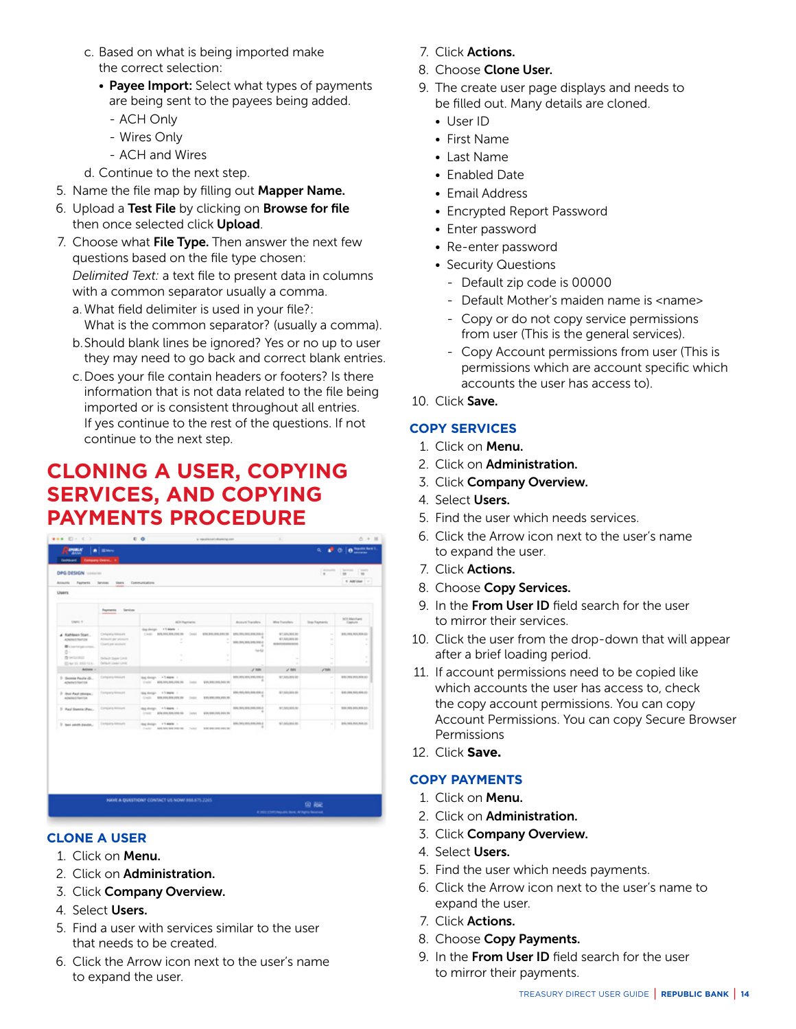c. Based on what is being imported make the correct selection:
    - **Payee Import:** Select what types of payments are being sent to the payees being added.
        - ACH Only
        - Wires Only
        - ACH and Wires

d. Continue to the next step.

5. Name the file map by filling out **Mapper Name.**
6. Upload a **Test File** by clicking on **Browse for file** then once selected click **Upload**.
7. Choose what **File Type.** Then answer the next few questions based on the file type chosen:

    *Delimited Text:* a text file to present data in columns with a common separator usually a comma.

    a. What field delimiter is used in your file?: What is the common separator? (usually a comma).

    b. Should blank lines be ignored? Yes or no up to user they may need to go back and correct blank entries.

    c. Does your file contain headers or footers? Is there information that is not data related to the file being imported or is consistent throughout all entries. If yes continue to the rest of the questions. If not continue to the next step.

# CLONING A USER, COPYING SERVICES, AND COPYING PAYMENTS PROCEDURE

## CLONE A USER

1. Click on **Menu.**
2. Click on **Administration.**
3. Click **Company Overview.**
4. Select **Users.**
5. Find a user with services similar to the user that needs to be created.
6. Click the Arrow icon next to the user's name to expand the user.
7. Click **Actions.**
8. Choose **Clone User.**
9. The create user page displays and needs to be filled out. Many details are cloned.
    - User ID
    - First Name
    - Last Name
    - Enabled Date
    - Email Address
    - Encrypted Report Password
    - Enter password
    - Re-enter password
    - Security Questions
        - Default zip code is 00000
        - Default Mother's maiden name is <name>
        - Copy or do not copy service permissions from user (This is the general services).
        - Copy Account permissions from user (This is permissions which are account specific which accounts the user has access to).
10. Click **Save.**

## COPY SERVICES

1. Click on **Menu.**
2. Click on **Administration.**
3. Click **Company Overview.**
4. Select **Users.**
5. Find the user which needs services.
6. Click the Arrow icon next to the user's name to expand the user.
7. Click **Actions.**
8. Choose **Copy Services.**
9. In the **From User ID** field search for the user to mirror their services.
10. Click the user from the drop-down that will appear after a brief loading period.
11. If account permissions need to be copied like which accounts the user has access to, check the copy account permissions. You can copy Account Permissions. You can copy Secure Browser Permissions
12. Click **Save.**

## COPY PAYMENTS

1. Click on **Menu.**
2. Click on **Administration.**
3. Click **Company Overview.**
4. Select **Users.**
5. Find the user which needs payments.
6. Click the Arrow icon next to the user's name to expand the user.
7. Click **Actions.**
8. Choose **Copy Payments.**
9. In the **From User ID** field search for the user to mirror their payments.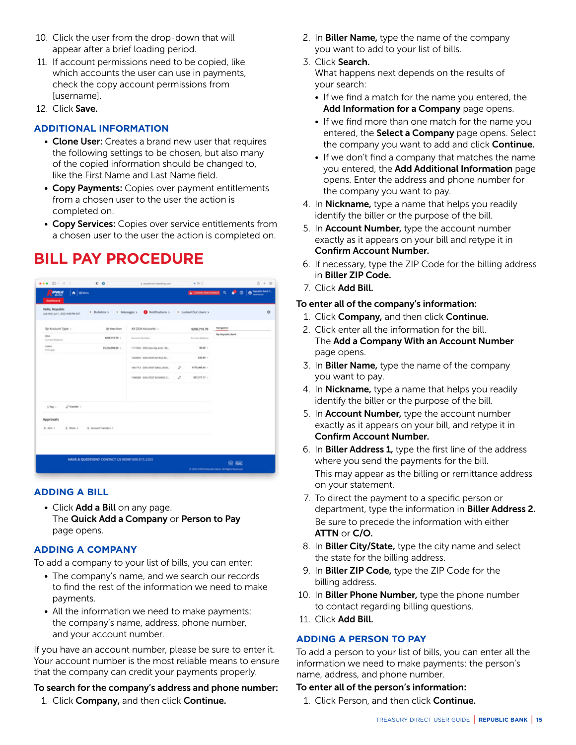10. Click the user from the drop-down that will appear after a brief loading period.
11. If account permissions need to be copied, like which accounts the user can use in payments, check the copy account permissions from [username].
12. Click **Save.**

### ADDITIONAL INFORMATION

- **Clone User:** Creates a brand new user that requires the following settings to be chosen, but also many of the copied information should be changed to, like the First Name and Last Name field.
- **Copy Payments:** Copies over payment entitlements from a chosen user to the user the action is completed on.
- **Copy Services:** Copies over service entitlements from a chosen user to the user the action is completed on.

# BILL PAY PROCEDURE

### ADDING A BILL

- Click **Add a Bill** on any page.
  The **Quick Add a Company** or **Person to Pay** page opens.

### ADDING A COMPANY

To add a company to your list of bills, you can enter:

- The company's name, and we search our records to find the rest of the information we need to make payments.
- All the information we need to make payments: the company's name, address, phone number, and your account number.

If you have an account number, please be sure to enter it. Your account number is the most reliable means to ensure that the company can credit your payments properly.

**To search for the company's address and phone number:**

1. Click **Company,** and then click **Continue.**
2. In **Biller Name,** type the name of the company you want to add to your list of bills.
3. Click **Search.**
   What happens next depends on the results of your search:
   - If we find a match for the name you entered, the **Add Information for a Company** page opens.
   - If we find more than one match for the name you entered, the **Select a Company** page opens. Select the company you want to add and click **Continue.**
   - If we don't find a company that matches the name you entered, the **Add Additional Information** page opens. Enter the address and phone number for the company you want to pay.
4. In **Nickname,** type a name that helps you readily identify the biller or the purpose of the bill.
5. In **Account Number,** type the account number exactly as it appears on your bill and retype it in **Confirm Account Number.**
6. If necessary, type the ZIP Code for the billing address in **Biller ZIP Code.**
7. Click **Add Bill.**

**To enter all of the company's information:**

1. Click **Company,** and then click **Continue.**
2. Click enter all the information for the bill.
   The **Add a Company With an Account Number** page opens.
3. In **Biller Name,** type the name of the company you want to pay.
4. In **Nickname,** type a name that helps you readily identify the biller or the purpose of the bill.
5. In **Account Number,** type the account number exactly as it appears on your bill, and retype it in **Confirm Account Number.**
6. In **Biller Address 1,** type the first line of the address where you send the payments for the bill.
   This may appear as the billing or remittance address on your statement.
7. To direct the payment to a specific person or department, type the information in **Biller Address 2.**
   Be sure to precede the information with either **ATTN** or **C/O.**
8. In **Biller City/State,** type the city name and select the state for the billing address.
9. In **Biller ZIP Code,** type the ZIP Code for the billing address.
10. In **Biller Phone Number,** type the phone number to contact regarding billing questions.
11. Click **Add Bill.**

### ADDING A PERSON TO PAY

To add a person to your list of bills, you can enter all the information we need to make payments: the person's name, address, and phone number.

**To enter all of the person's information:**

1. Click Person, and then click **Continue.**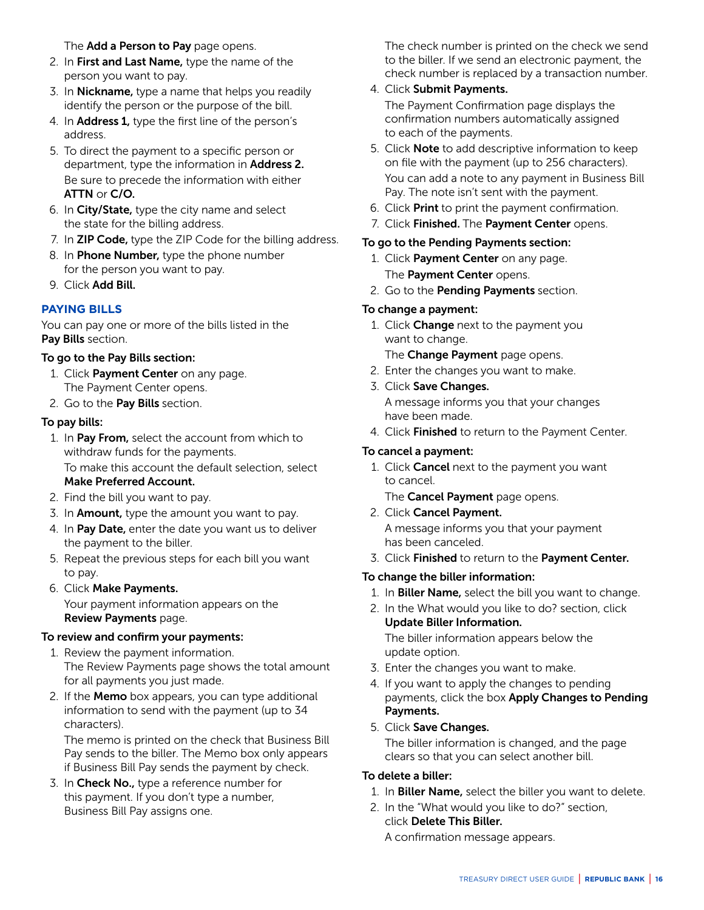The **Add a Person to Pay** page opens.

2. In **First and Last Name,** type the name of the person you want to pay.
3. In **Nickname,** type a name that helps you readily identify the person or the purpose of the bill.
4. In **Address 1,** type the first line of the person's address.
5. To direct the payment to a specific person or department, type the information in **Address 2.**

   Be sure to precede the information with either **ATTN** or **C/O.**
6. In **City/State,** type the city name and select the state for the billing address.
7. In **ZIP Code,** type the ZIP Code for the billing address.
8. In **Phone Number,** type the phone number for the person you want to pay.
9. Click **Add Bill.**

## PAYING BILLS

You can pay one or more of the bills listed in the **Pay Bills** section.

**To go to the Pay Bills section:**

1. Click **Payment Center** on any page. The Payment Center opens.
2. Go to the **Pay Bills** section.

**To pay bills:**

1. In **Pay From,** select the account from which to withdraw funds for the payments.

   To make this account the default selection, select **Make Preferred Account.**
2. Find the bill you want to pay.
3. In **Amount,** type the amount you want to pay.
4. In **Pay Date,** enter the date you want us to deliver the payment to the biller.
5. Repeat the previous steps for each bill you want to pay.
6. Click **Make Payments.**

   Your payment information appears on the **Review Payments** page.

**To review and confirm your payments:**

1. Review the payment information. The Review Payments page shows the total amount for all payments you just made.
2. If the **Memo** box appears, you can type additional information to send with the payment (up to 34 characters).

   The memo is printed on the check that Business Bill Pay sends to the biller. The Memo box only appears if Business Bill Pay sends the payment by check.
3. In **Check No.,** type a reference number for this payment. If you don't type a number, Business Bill Pay assigns one.

   The check number is printed on the check we send to the biller. If we send an electronic payment, the check number is replaced by a transaction number.
4. Click **Submit Payments.**

   The Payment Confirmation page displays the confirmation numbers automatically assigned to each of the payments.
5. Click **Note** to add descriptive information to keep on file with the payment (up to 256 characters).

   You can add a note to any payment in Business Bill Pay. The note isn't sent with the payment.
6. Click **Print** to print the payment confirmation.
7. Click **Finished.** The **Payment Center** opens.

**To go to the Pending Payments section:**

1. Click **Payment Center** on any page.

   The **Payment Center** opens.
2. Go to the **Pending Payments** section.

**To change a payment:**

1. Click **Change** next to the payment you want to change.

   The **Change Payment** page opens.
2. Enter the changes you want to make.
3. Click **Save Changes.**

   A message informs you that your changes have been made.
4. Click **Finished** to return to the Payment Center.

**To cancel a payment:**

1. Click **Cancel** next to the payment you want to cancel.

   The **Cancel Payment** page opens.
2. Click **Cancel Payment.**

   A message informs you that your payment has been canceled.
3. Click **Finished** to return to the **Payment Center.**

**To change the biller information:**

1. In **Biller Name,** select the bill you want to change.
2. In the What would you like to do? section, click **Update Biller Information.**

   The biller information appears below the update option.
3. Enter the changes you want to make.
4. If you want to apply the changes to pending payments, click the box **Apply Changes to Pending Payments.**
5. Click **Save Changes.**

   The biller information is changed, and the page clears so that you can select another bill.

**To delete a biller:**

1. In **Biller Name,** select the biller you want to delete.
2. In the "What would you like to do?" section, click **Delete This Biller.**

   A confirmation message appears.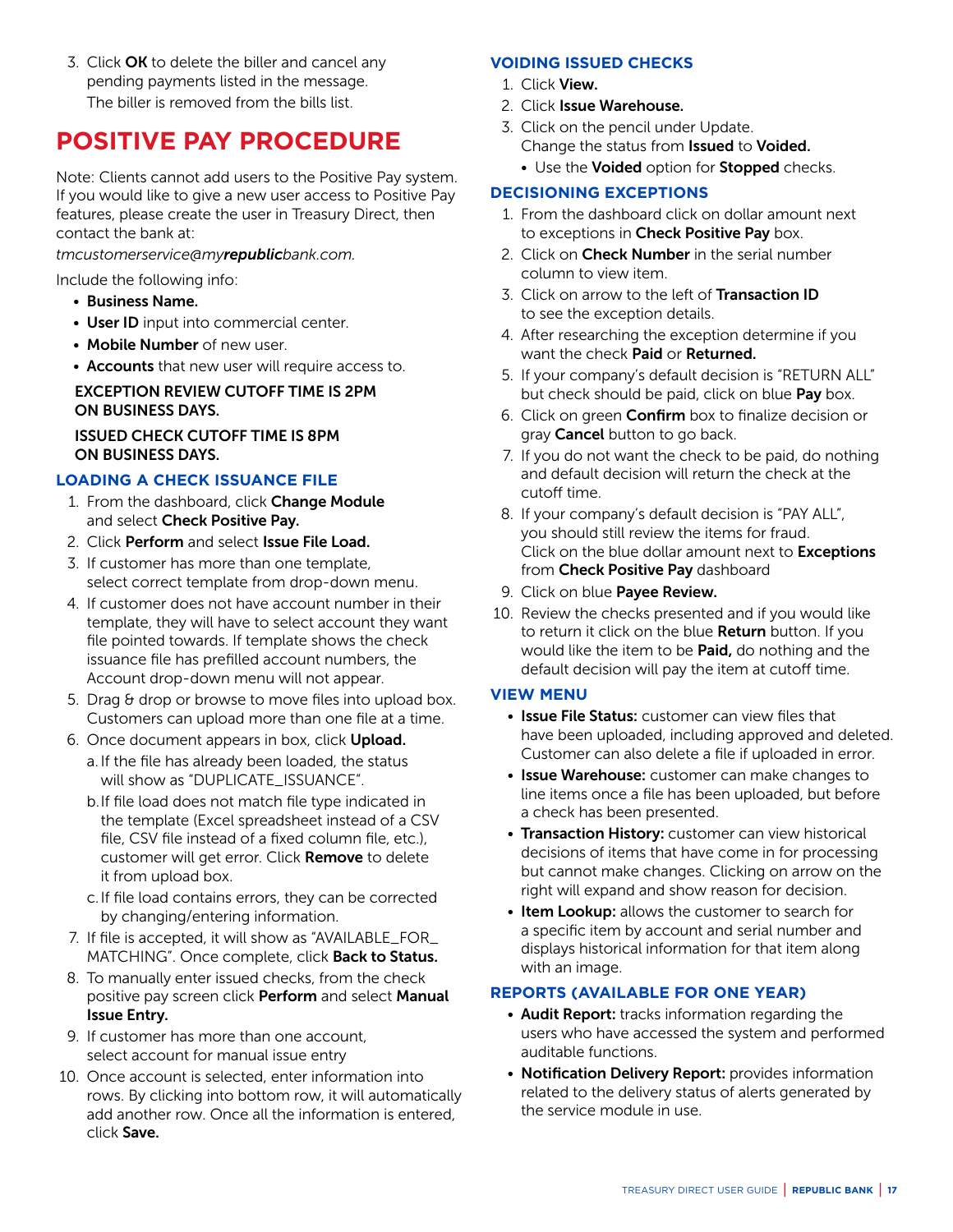3. Click **OK** to delete the biller and cancel any pending payments listed in the message. The biller is removed from the bills list.

# POSITIVE PAY PROCEDURE

Note: Clients cannot add users to the Positive Pay system. If you would like to give a new user access to Positive Pay features, please create the user in Treasury Direct, then contact the bank at:

*tmcustomerservice@my**republic**bank.com.*

Include the following info:

- **Business Name.**
- **User ID** input into commercial center.
- **Mobile Number** of new user.
- **Accounts** that new user will require access to.

**EXCEPTION REVIEW CUTOFF TIME IS 2PM ON BUSINESS DAYS.**

**ISSUED CHECK CUTOFF TIME IS 8PM ON BUSINESS DAYS.**

## LOADING A CHECK ISSUANCE FILE

1. From the dashboard, click **Change Module** and select **Check Positive Pay.**
2. Click **Perform** and select **Issue File Load.**
3. If customer has more than one template, select correct template from drop-down menu.
4. If customer does not have account number in their template, they will have to select account they want file pointed towards. If template shows the check issuance file has prefilled account numbers, the Account drop-down menu will not appear.
5. Drag & drop or browse to move files into upload box. Customers can upload more than one file at a time.
6. Once document appears in box, click **Upload.**
   a. If the file has already been loaded, the status will show as "DUPLICATE_ISSUANCE".
   b. If file load does not match file type indicated in the template (Excel spreadsheet instead of a CSV file, CSV file instead of a fixed column file, etc.), customer will get error. Click **Remove** to delete it from upload box.
   c. If file load contains errors, they can be corrected by changing/entering information.
7. If file is accepted, it will show as "AVAILABLE_FOR_MATCHING". Once complete, click **Back to Status.**
8. To manually enter issued checks, from the check positive pay screen click **Perform** and select **Manual Issue Entry.**
9. If customer has more than one account, select account for manual issue entry
10. Once account is selected, enter information into rows. By clicking into bottom row, it will automatically add another row. Once all the information is entered, click **Save.**

## VOIDING ISSUED CHECKS

1. Click **View.**
2. Click **Issue Warehouse.**
3. Click on the pencil under Update. Change the status from **Issued** to **Voided.**
   - Use the **Voided** option for **Stopped** checks.

## DECISIONING EXCEPTIONS

1. From the dashboard click on dollar amount next to exceptions in **Check Positive Pay** box.
2. Click on **Check Number** in the serial number column to view item.
3. Click on arrow to the left of **Transaction ID** to see the exception details.
4. After researching the exception determine if you want the check **Paid** or **Returned.**
5. If your company's default decision is "RETURN ALL" but check should be paid, click on blue **Pay** box.
6. Click on green **Confirm** box to finalize decision or gray **Cancel** button to go back.
7. If you do not want the check to be paid, do nothing and default decision will return the check at the cutoff time.
8. If your company's default decision is "PAY ALL", you should still review the items for fraud. Click on the blue dollar amount next to **Exceptions** from **Check Positive Pay** dashboard
9. Click on blue **Payee Review.**
10. Review the checks presented and if you would like to return it click on the blue **Return** button. If you would like the item to be **Paid,** do nothing and the default decision will pay the item at cutoff time.

## VIEW MENU

- **Issue File Status:** customer can view files that have been uploaded, including approved and deleted. Customer can also delete a file if uploaded in error.
- **Issue Warehouse:** customer can make changes to line items once a file has been uploaded, but before a check has been presented.
- **Transaction History:** customer can view historical decisions of items that have come in for processing but cannot make changes. Clicking on arrow on the right will expand and show reason for decision.
- **Item Lookup:** allows the customer to search for a specific item by account and serial number and displays historical information for that item along with an image.

## REPORTS (AVAILABLE FOR ONE YEAR)

- **Audit Report:** tracks information regarding the users who have accessed the system and performed auditable functions.
- **Notification Delivery Report:** provides information related to the delivery status of alerts generated by the service module in use.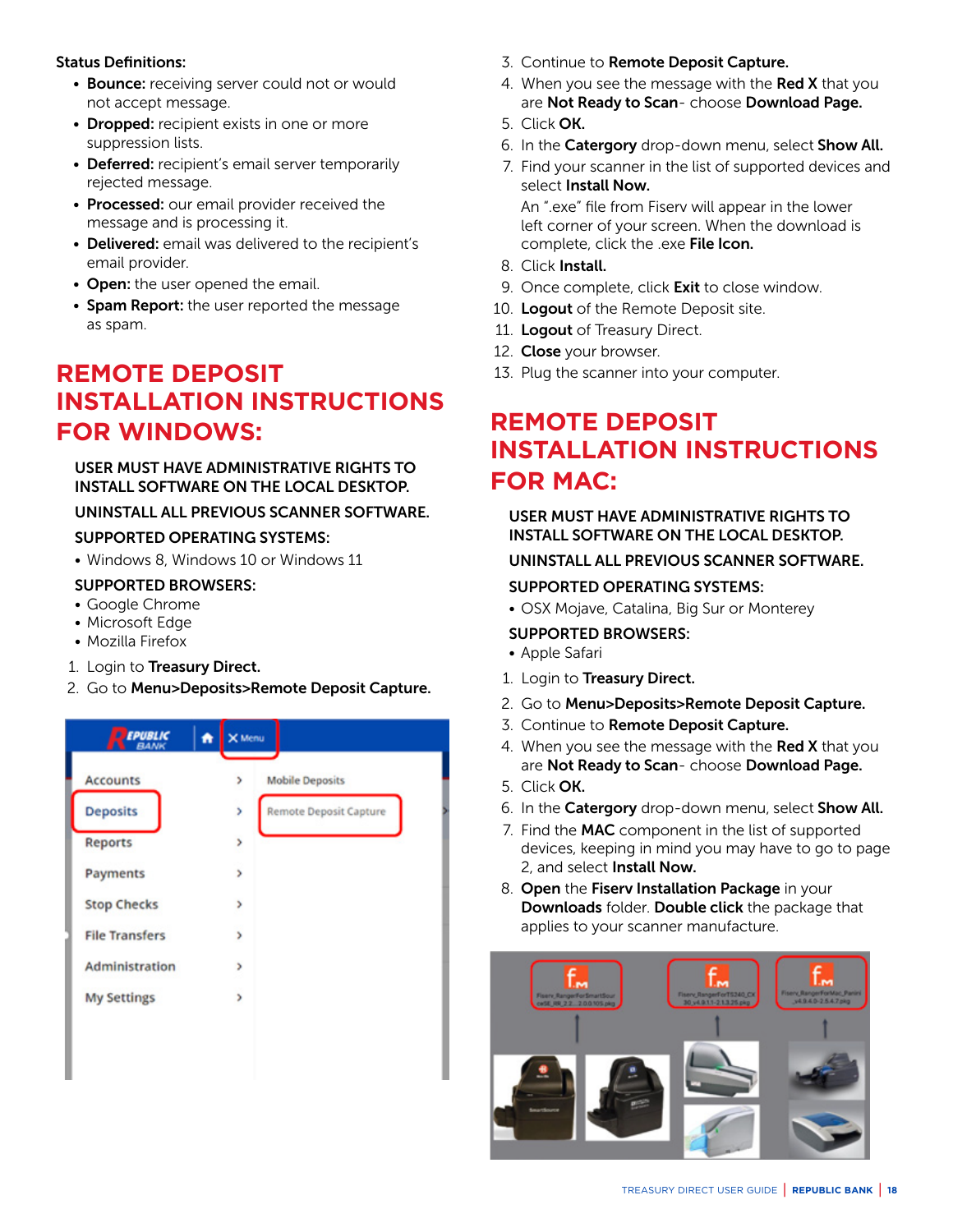**Status Definitions:**

- **Bounce:** receiving server could not or would not accept message.
- **Dropped:** recipient exists in one or more suppression lists.
- **Deferred:** recipient's email server temporarily rejected message.
- **Processed:** our email provider received the message and is processing it.
- **Delivered:** email was delivered to the recipient's email provider.
- **Open:** the user opened the email.
- **Spam Report:** the user reported the message as spam.

## REMOTE DEPOSIT INSTALLATION INSTRUCTIONS FOR WINDOWS:

**USER MUST HAVE ADMINISTRATIVE RIGHTS TO INSTALL SOFTWARE ON THE LOCAL DESKTOP.**

**UNINSTALL ALL PREVIOUS SCANNER SOFTWARE.**

**SUPPORTED OPERATING SYSTEMS:**

- Windows 8, Windows 10 or Windows 11

**SUPPORTED BROWSERS:**

- Google Chrome
- Microsoft Edge
- Mozilla Firefox

1. Login to **Treasury Direct.**
2. Go to **Menu>Deposits>Remote Deposit Capture.**
3. Continue to **Remote Deposit Capture.**
4. When you see the message with the **Red X** that you are **Not Ready to Scan**- choose **Download Page.**
5. Click **OK.**
6. In the **Catergory** drop-down menu, select **Show All.**
7. Find your scanner in the list of supported devices and select **Install Now.**

   An ".exe" file from Fiserv will appear in the lower left corner of your screen. When the download is complete, click the .exe **File Icon.**
8. Click **Install.**
9. Once complete, click **Exit** to close window.
10. **Logout** of the Remote Deposit site.
11. **Logout** of Treasury Direct.
12. **Close** your browser.
13. Plug the scanner into your computer.

## REMOTE DEPOSIT INSTALLATION INSTRUCTIONS FOR MAC:

**USER MUST HAVE ADMINISTRATIVE RIGHTS TO INSTALL SOFTWARE ON THE LOCAL DESKTOP.**

**UNINSTALL ALL PREVIOUS SCANNER SOFTWARE.**

**SUPPORTED OPERATING SYSTEMS:**

- OSX Mojave, Catalina, Big Sur or Monterey

**SUPPORTED BROWSERS:**

- Apple Safari

1. Login to **Treasury Direct.**
2. Go to **Menu>Deposits>Remote Deposit Capture.**
3. Continue to **Remote Deposit Capture.**
4. When you see the message with the **Red X** that you are **Not Ready to Scan**- choose **Download Page.**
5. Click **OK.**
6. In the **Catergory** drop-down menu, select **Show All.**
7. Find the **MAC** component in the list of supported devices, keeping in mind you may have to go to page 2, and select **Install Now.**
8. **Open** the **Fiserv Installation Package** in your **Downloads** folder. **Double click** the package that applies to your scanner manufacture.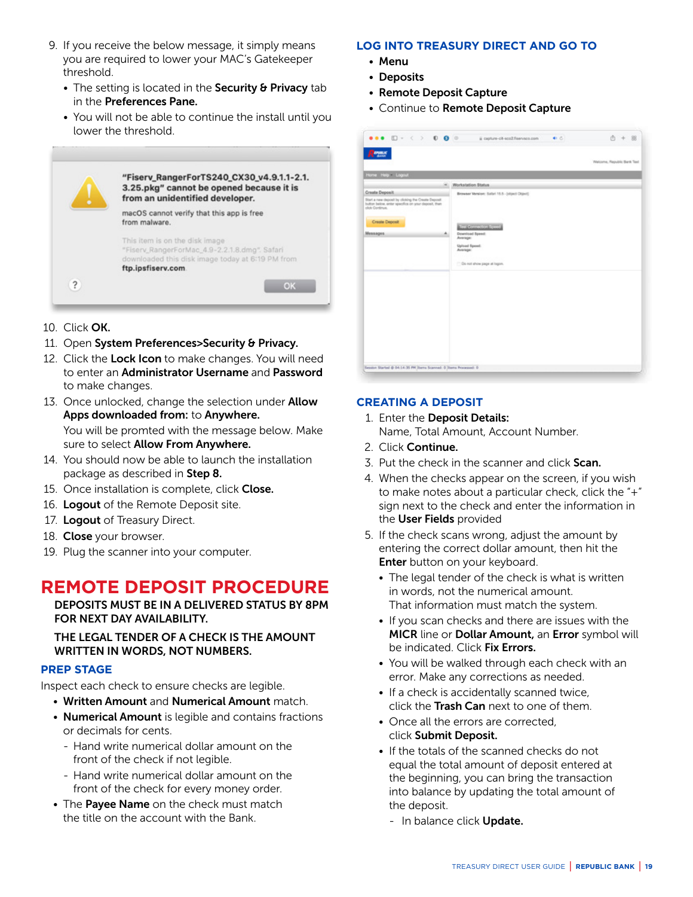9. If you receive the below message, it simply means you are required to lower your MAC's Gatekeeper threshold.
   - The setting is located in the **Security & Privacy** tab in the **Preferences Pane.**
   - You will not be able to continue the install until you lower the threshold.

10. Click **OK.**
11. Open **System Preferences>Security & Privacy.**
12. Click the **Lock Icon** to make changes. You will need to enter an **Administrator Username** and **Password** to make changes.
13. Once unlocked, change the selection under **Allow Apps downloaded from:** to **Anywhere.**

    You will be promted with the message below. Make sure to select **Allow From Anywhere.**
14. You should now be able to launch the installation package as described in **Step 8.**
15. Once installation is complete, click **Close.**
16. **Logout** of the Remote Deposit site.
17. **Logout** of Treasury Direct.
18. **Close** your browser.
19. Plug the scanner into your computer.

# REMOTE DEPOSIT PROCEDURE

**DEPOSITS MUST BE IN A DELIVERED STATUS BY 8PM FOR NEXT DAY AVAILABILITY.**

**THE LEGAL TENDER OF A CHECK IS THE AMOUNT WRITTEN IN WORDS, NOT NUMBERS.**

## PREP STAGE

Inspect each check to ensure checks are legible.

- **Written Amount** and **Numerical Amount** match.
- **Numerical Amount** is legible and contains fractions or decimals for cents.
  - Hand write numerical dollar amount on the front of the check if not legible.
  - Hand write numerical dollar amount on the front of the check for every money order.
- The **Payee Name** on the check must match the title on the account with the Bank.

## LOG INTO TREASURY DIRECT AND GO TO

- **Menu**
- **Deposits**
- **Remote Deposit Capture**
- Continue to **Remote Deposit Capture**

## CREATING A DEPOSIT

1. Enter the **Deposit Details:**
   Name, Total Amount, Account Number.
2. Click **Continue.**
3. Put the check in the scanner and click **Scan.**
4. When the checks appear on the screen, if you wish to make notes about a particular check, click the "+" sign next to the check and enter the information in the **User Fields** provided
5. If the check scans wrong, adjust the amount by entering the correct dollar amount, then hit the **Enter** button on your keyboard.
   - The legal tender of the check is what is written in words, not the numerical amount. That information must match the system.
   - If you scan checks and there are issues with the **MICR** line or **Dollar Amount,** an **Error** symbol will be indicated. Click **Fix Errors.**
   - You will be walked through each check with an error. Make any corrections as needed.
   - If a check is accidentally scanned twice, click the **Trash Can** next to one of them.
   - Once all the errors are corrected, click **Submit Deposit.**
   - If the totals of the scanned checks do not equal the total amount of deposit entered at the beginning, you can bring the transaction into balance by updating the total amount of the deposit.
     - In balance click **Update.**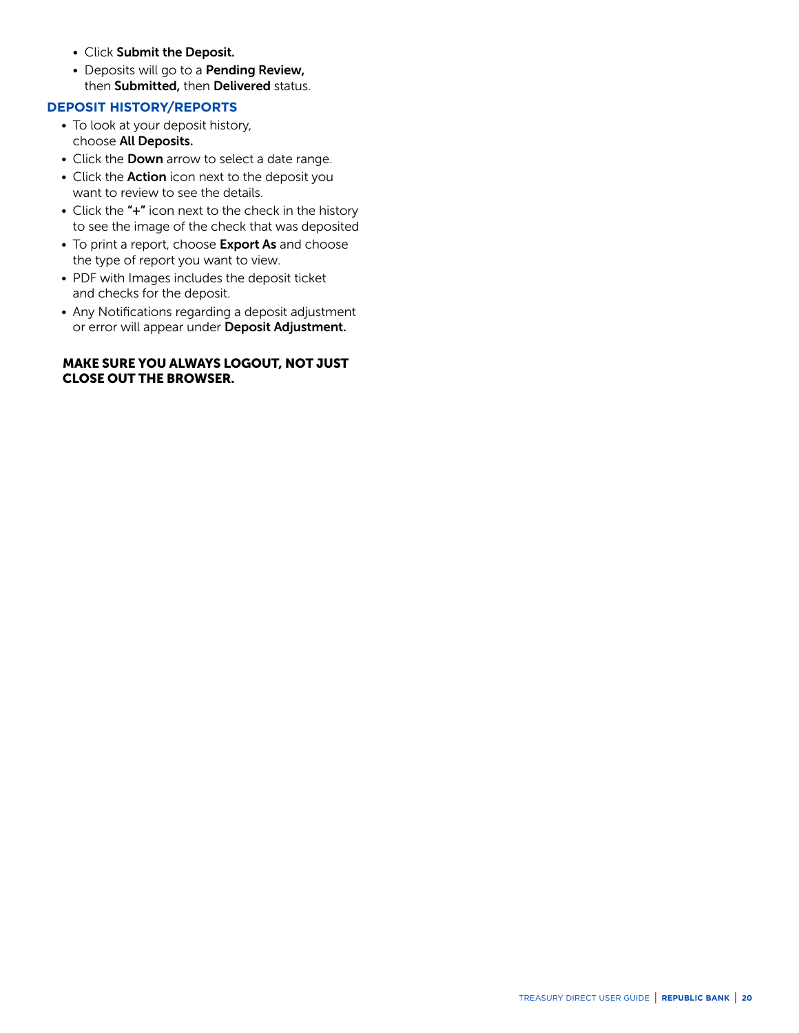- Click **Submit the Deposit.**
- Deposits will go to a **Pending Review,** then **Submitted,** then **Delivered** status.

## DEPOSIT HISTORY/REPORTS

- To look at your deposit history, choose **All Deposits.**
- Click the **Down** arrow to select a date range.
- Click the **Action** icon next to the deposit you want to review to see the details.
- Click the **"+"** icon next to the check in the history to see the image of the check that was deposited
- To print a report, choose **Export As** and choose the type of report you want to view.
- PDF with Images includes the deposit ticket and checks for the deposit.
- Any Notifications regarding a deposit adjustment or error will appear under **Deposit Adjustment.**

**MAKE SURE YOU ALWAYS LOGOUT, NOT JUST CLOSE OUT THE BROWSER.**